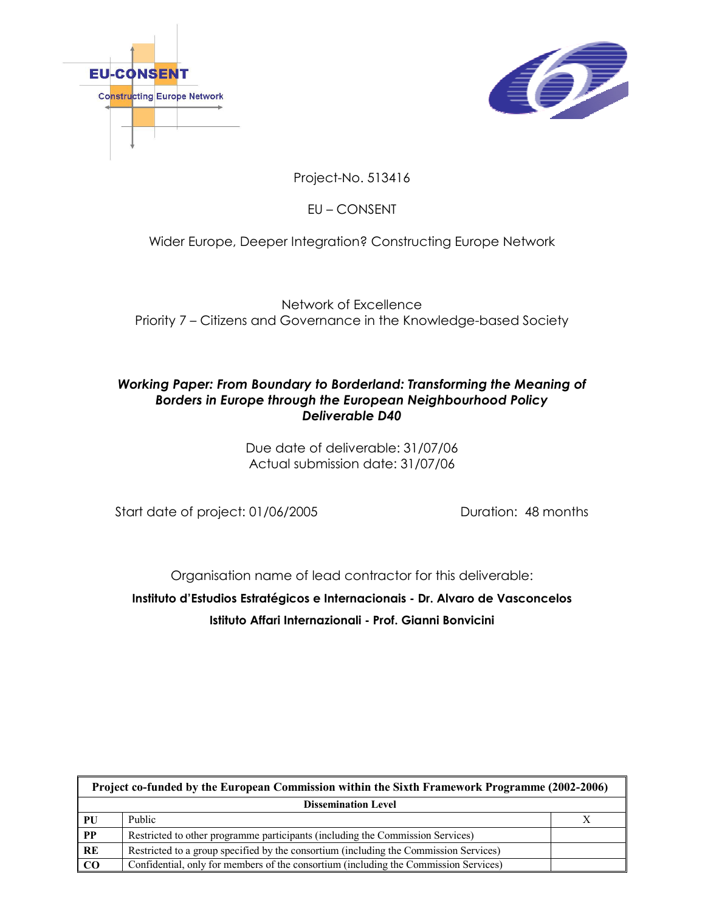EU-CONSENT

Constructing Europe Network

Project-No. 513416

EU – CONSENT

Wider Europe, Deeper Integration? Constructing Europe Network

Network of Excellence
Priority 7 – Citizens and Governance in the Knowledge-based Society

***Working Paper: From Boundary to Borderland: Transforming the Meaning of Borders in Europe through the European Neighbourhood Policy***
***Deliverable D40***

Due date of deliverable: 31/07/06
Actual submission date: 31/07/06

Start date of project: 01/06/2005 Duration: 48 months

Organisation name of lead contractor for this deliverable:

**Instituto d'Estudios Estratégicos e Internacionais - Dr. Alvaro de Vasconcelos**

**Istituto Affari Internazionali - Prof. Gianni Bonvicini**

| **Project co-funded by the European Commission within the Sixth Framework Programme (2002-2006)** | | |
|---|---|---|
| **Dissemination Level** | | |
| **PU** | Public | X |
| **PP** | Restricted to other programme participants (including the Commission Services) | |
| **RE** | Restricted to a group specified by the consortium (including the Commission Services) | |
| **CO** | Confidential, only for members of the consortium (including the Commission Services) | |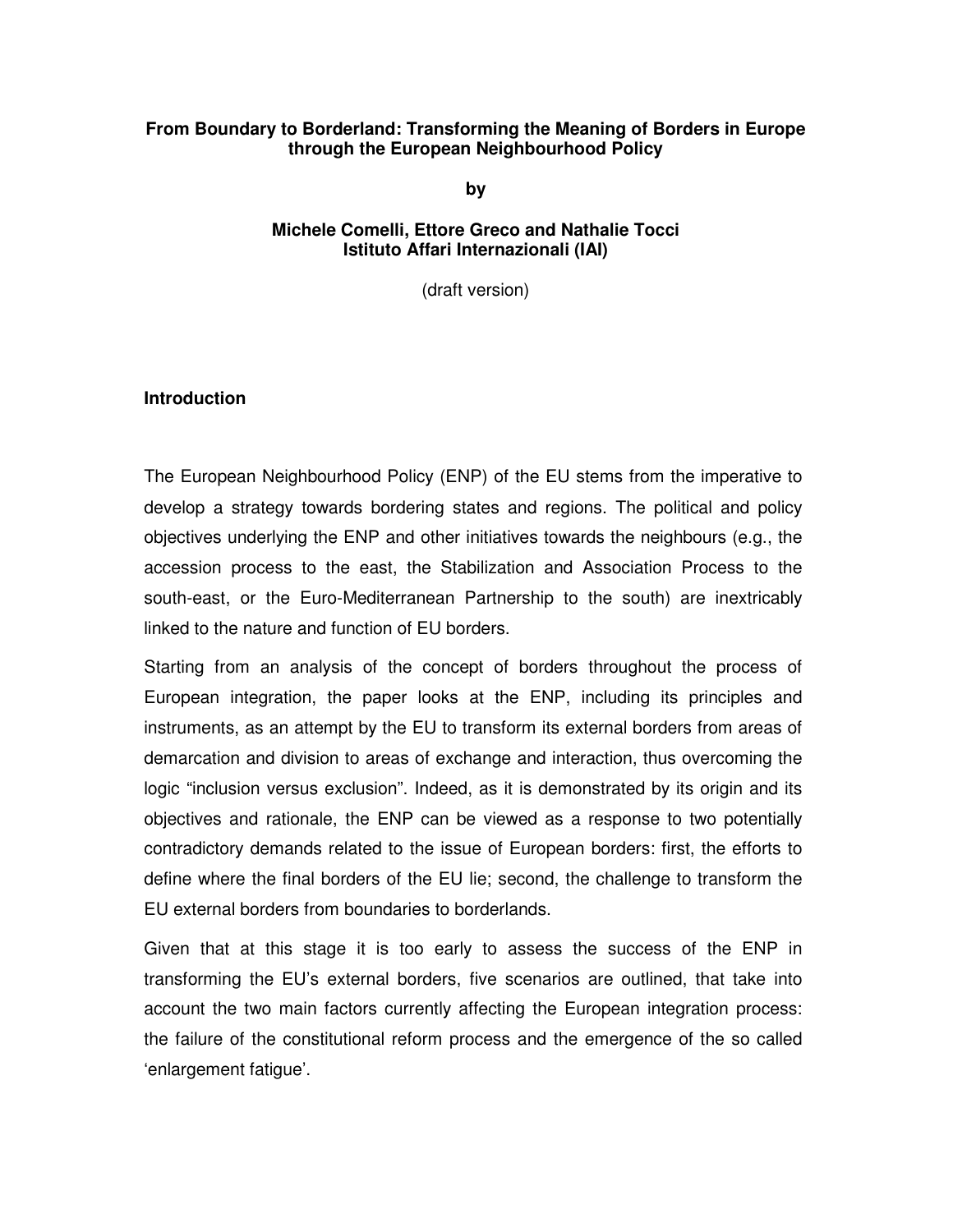**From Boundary to Borderland: Transforming the Meaning of Borders in Europe through the European Neighbourhood Policy**

**by**

**Michele Comelli, Ettore Greco and Nathalie Tocci**
**Istituto Affari Internazionali (IAI)**

(draft version)

## Introduction

The European Neighbourhood Policy (ENP) of the EU stems from the imperative to develop a strategy towards bordering states and regions. The political and policy objectives underlying the ENP and other initiatives towards the neighbours (e.g., the accession process to the east, the Stabilization and Association Process to the south-east, or the Euro-Mediterranean Partnership to the south) are inextricably linked to the nature and function of EU borders.

Starting from an analysis of the concept of borders throughout the process of European integration, the paper looks at the ENP, including its principles and instruments, as an attempt by the EU to transform its external borders from areas of demarcation and division to areas of exchange and interaction, thus overcoming the logic "inclusion versus exclusion". Indeed, as it is demonstrated by its origin and its objectives and rationale, the ENP can be viewed as a response to two potentially contradictory demands related to the issue of European borders: first, the efforts to define where the final borders of the EU lie; second, the challenge to transform the EU external borders from boundaries to borderlands.

Given that at this stage it is too early to assess the success of the ENP in transforming the EU's external borders, five scenarios are outlined, that take into account the two main factors currently affecting the European integration process: the failure of the constitutional reform process and the emergence of the so called 'enlargement fatigue'.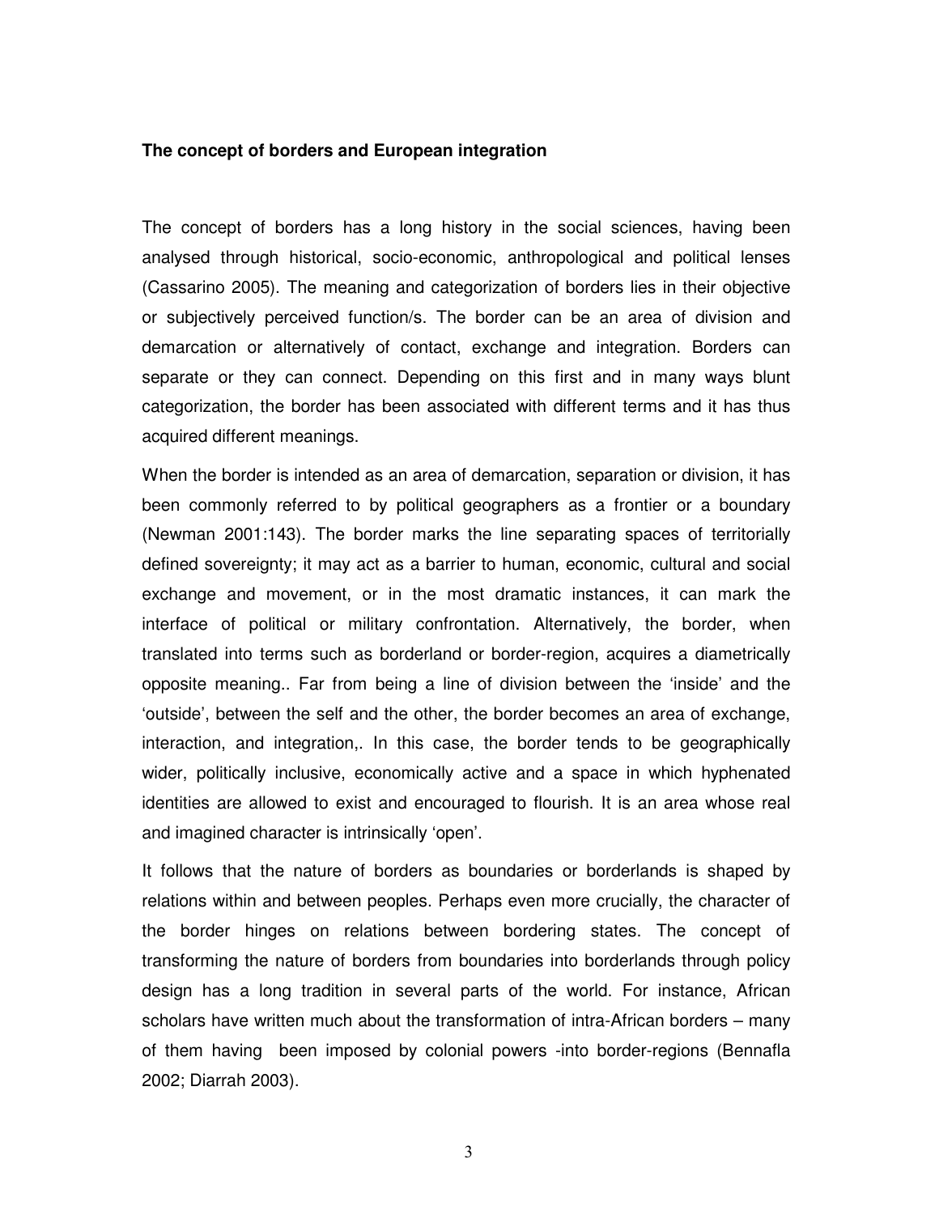**The concept of borders and European integration**

The concept of borders has a long history in the social sciences, having been analysed through historical, socio-economic, anthropological and political lenses (Cassarino 2005). The meaning and categorization of borders lies in their objective or subjectively perceived function/s. The border can be an area of division and demarcation or alternatively of contact, exchange and integration. Borders can separate or they can connect. Depending on this first and in many ways blunt categorization, the border has been associated with different terms and it has thus acquired different meanings.

When the border is intended as an area of demarcation, separation or division, it has been commonly referred to by political geographers as a frontier or a boundary (Newman 2001:143). The border marks the line separating spaces of territorially defined sovereignty; it may act as a barrier to human, economic, cultural and social exchange and movement, or in the most dramatic instances, it can mark the interface of political or military confrontation. Alternatively, the border, when translated into terms such as borderland or border-region, acquires a diametrically opposite meaning.. Far from being a line of division between the 'inside' and the 'outside', between the self and the other, the border becomes an area of exchange, interaction, and integration,. In this case, the border tends to be geographically wider, politically inclusive, economically active and a space in which hyphenated identities are allowed to exist and encouraged to flourish. It is an area whose real and imagined character is intrinsically 'open'.

It follows that the nature of borders as boundaries or borderlands is shaped by relations within and between peoples. Perhaps even more crucially, the character of the border hinges on relations between bordering states. The concept of transforming the nature of borders from boundaries into borderlands through policy design has a long tradition in several parts of the world. For instance, African scholars have written much about the transformation of intra-African borders – many of them having been imposed by colonial powers -into border-regions (Bennafla 2002; Diarrah 2003).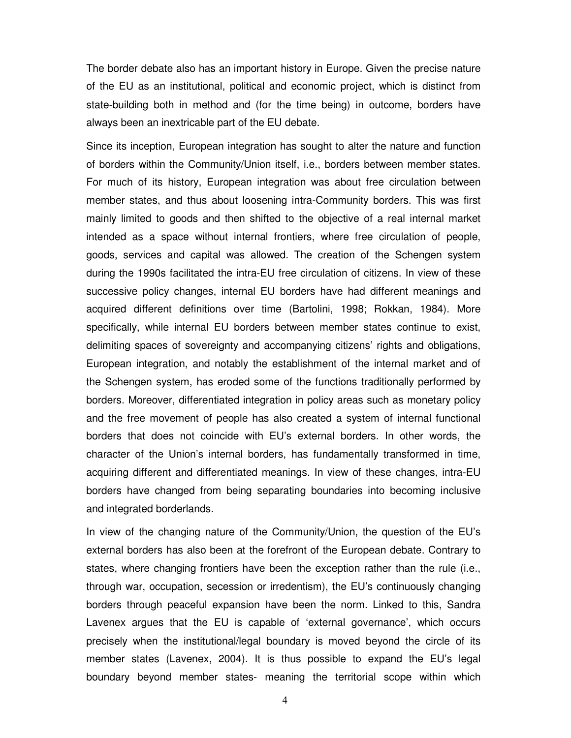The border debate also has an important history in Europe. Given the precise nature of the EU as an institutional, political and economic project, which is distinct from state-building both in method and (for the time being) in outcome, borders have always been an inextricable part of the EU debate.

Since its inception, European integration has sought to alter the nature and function of borders within the Community/Union itself, i.e., borders between member states. For much of its history, European integration was about free circulation between member states, and thus about loosening intra-Community borders. This was first mainly limited to goods and then shifted to the objective of a real internal market intended as a space without internal frontiers, where free circulation of people, goods, services and capital was allowed. The creation of the Schengen system during the 1990s facilitated the intra-EU free circulation of citizens. In view of these successive policy changes, internal EU borders have had different meanings and acquired different definitions over time (Bartolini, 1998; Rokkan, 1984). More specifically, while internal EU borders between member states continue to exist, delimiting spaces of sovereignty and accompanying citizens' rights and obligations, European integration, and notably the establishment of the internal market and of the Schengen system, has eroded some of the functions traditionally performed by borders. Moreover, differentiated integration in policy areas such as monetary policy and the free movement of people has also created a system of internal functional borders that does not coincide with EU's external borders. In other words, the character of the Union's internal borders, has fundamentally transformed in time, acquiring different and differentiated meanings. In view of these changes, intra-EU borders have changed from being separating boundaries into becoming inclusive and integrated borderlands.

In view of the changing nature of the Community/Union, the question of the EU's external borders has also been at the forefront of the European debate. Contrary to states, where changing frontiers have been the exception rather than the rule (i.e., through war, occupation, secession or irredentism), the EU's continuously changing borders through peaceful expansion have been the norm. Linked to this, Sandra Lavenex argues that the EU is capable of 'external governance', which occurs precisely when the institutional/legal boundary is moved beyond the circle of its member states (Lavenex, 2004). It is thus possible to expand the EU's legal boundary beyond member states- meaning the territorial scope within which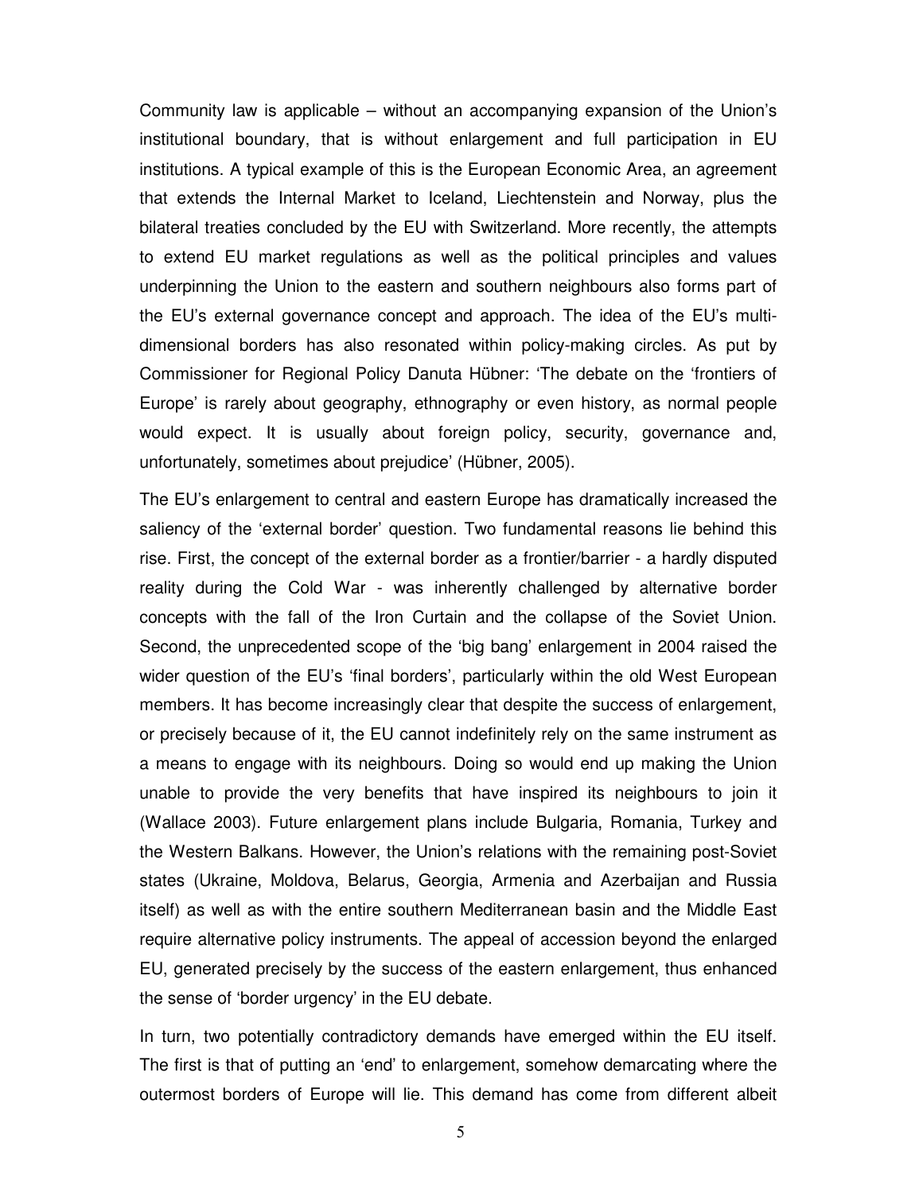Community law is applicable – without an accompanying expansion of the Union's institutional boundary, that is without enlargement and full participation in EU institutions. A typical example of this is the European Economic Area, an agreement that extends the Internal Market to Iceland, Liechtenstein and Norway, plus the bilateral treaties concluded by the EU with Switzerland. More recently, the attempts to extend EU market regulations as well as the political principles and values underpinning the Union to the eastern and southern neighbours also forms part of the EU's external governance concept and approach. The idea of the EU's multi-dimensional borders has also resonated within policy-making circles. As put by Commissioner for Regional Policy Danuta Hübner: 'The debate on the 'frontiers of Europe' is rarely about geography, ethnography or even history, as normal people would expect. It is usually about foreign policy, security, governance and, unfortunately, sometimes about prejudice' (Hübner, 2005).

The EU's enlargement to central and eastern Europe has dramatically increased the saliency of the 'external border' question. Two fundamental reasons lie behind this rise. First, the concept of the external border as a frontier/barrier - a hardly disputed reality during the Cold War - was inherently challenged by alternative border concepts with the fall of the Iron Curtain and the collapse of the Soviet Union. Second, the unprecedented scope of the 'big bang' enlargement in 2004 raised the wider question of the EU's 'final borders', particularly within the old West European members. It has become increasingly clear that despite the success of enlargement, or precisely because of it, the EU cannot indefinitely rely on the same instrument as a means to engage with its neighbours. Doing so would end up making the Union unable to provide the very benefits that have inspired its neighbours to join it (Wallace 2003). Future enlargement plans include Bulgaria, Romania, Turkey and the Western Balkans. However, the Union's relations with the remaining post-Soviet states (Ukraine, Moldova, Belarus, Georgia, Armenia and Azerbaijan and Russia itself) as well as with the entire southern Mediterranean basin and the Middle East require alternative policy instruments. The appeal of accession beyond the enlarged EU, generated precisely by the success of the eastern enlargement, thus enhanced the sense of 'border urgency' in the EU debate.

In turn, two potentially contradictory demands have emerged within the EU itself. The first is that of putting an 'end' to enlargement, somehow demarcating where the outermost borders of Europe will lie. This demand has come from different albeit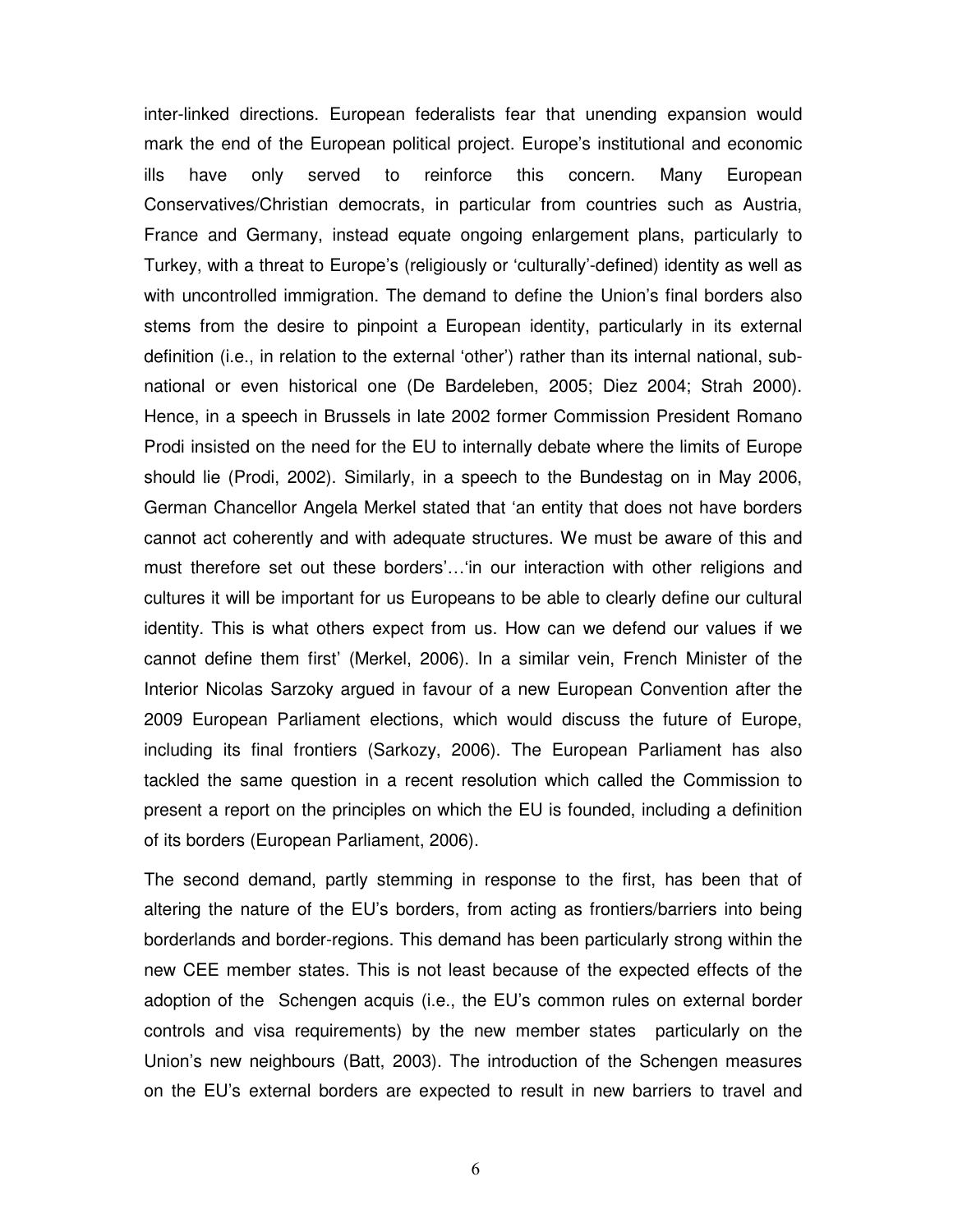inter-linked directions. European federalists fear that unending expansion would mark the end of the European political project. Europe's institutional and economic ills have only served to reinforce this concern. Many European Conservatives/Christian democrats, in particular from countries such as Austria, France and Germany, instead equate ongoing enlargement plans, particularly to Turkey, with a threat to Europe's (religiously or 'culturally'-defined) identity as well as with uncontrolled immigration. The demand to define the Union's final borders also stems from the desire to pinpoint a European identity, particularly in its external definition (i.e., in relation to the external 'other') rather than its internal national, sub-national or even historical one (De Bardeleben, 2005; Diez 2004; Strah 2000). Hence, in a speech in Brussels in late 2002 former Commission President Romano Prodi insisted on the need for the EU to internally debate where the limits of Europe should lie (Prodi, 2002). Similarly, in a speech to the Bundestag on in May 2006, German Chancellor Angela Merkel stated that 'an entity that does not have borders cannot act coherently and with adequate structures. We must be aware of this and must therefore set out these borders'…'in our interaction with other religions and cultures it will be important for us Europeans to be able to clearly define our cultural identity. This is what others expect from us. How can we defend our values if we cannot define them first' (Merkel, 2006). In a similar vein, French Minister of the Interior Nicolas Sarzoky argued in favour of a new European Convention after the 2009 European Parliament elections, which would discuss the future of Europe, including its final frontiers (Sarkozy, 2006). The European Parliament has also tackled the same question in a recent resolution which called the Commission to present a report on the principles on which the EU is founded, including a definition of its borders (European Parliament, 2006).

The second demand, partly stemming in response to the first, has been that of altering the nature of the EU's borders, from acting as frontiers/barriers into being borderlands and border-regions. This demand has been particularly strong within the new CEE member states. This is not least because of the expected effects of the adoption of the Schengen acquis (i.e., the EU's common rules on external border controls and visa requirements) by the new member states particularly on the Union's new neighbours (Batt, 2003). The introduction of the Schengen measures on the EU's external borders are expected to result in new barriers to travel and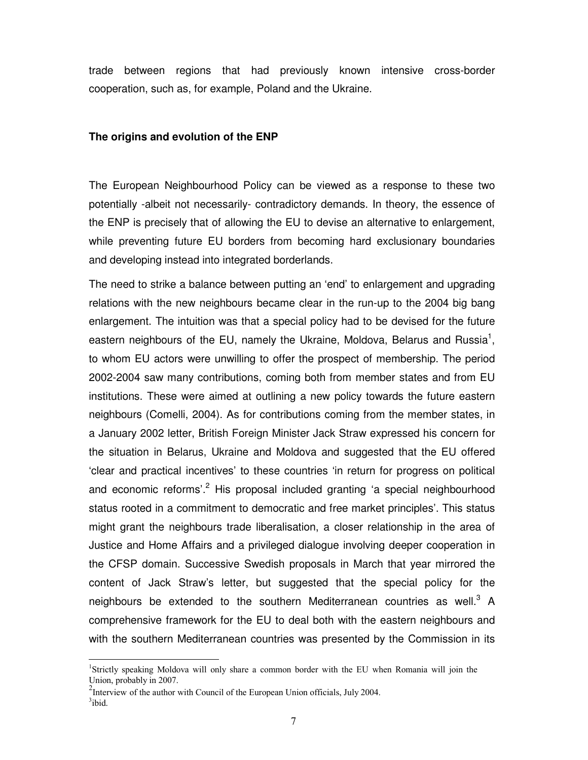trade between regions that had previously known intensive cross-border cooperation, such as, for example, Poland and the Ukraine.

### The origins and evolution of the ENP

The European Neighbourhood Policy can be viewed as a response to these two potentially -albeit not necessarily- contradictory demands. In theory, the essence of the ENP is precisely that of allowing the EU to devise an alternative to enlargement, while preventing future EU borders from becoming hard exclusionary boundaries and developing instead into integrated borderlands.

The need to strike a balance between putting an 'end' to enlargement and upgrading relations with the new neighbours became clear in the run-up to the 2004 big bang enlargement. The intuition was that a special policy had to be devised for the future eastern neighbours of the EU, namely the Ukraine, Moldova, Belarus and Russia[1], to whom EU actors were unwilling to offer the prospect of membership. The period 2002-2004 saw many contributions, coming both from member states and from EU institutions. These were aimed at outlining a new policy towards the future eastern neighbours (Comelli, 2004). As for contributions coming from the member states, in a January 2002 letter, British Foreign Minister Jack Straw expressed his concern for the situation in Belarus, Ukraine and Moldova and suggested that the EU offered 'clear and practical incentives' to these countries 'in return for progress on political and economic reforms'.[2] His proposal included granting 'a special neighbourhood status rooted in a commitment to democratic and free market principles'. This status might grant the neighbours trade liberalisation, a closer relationship in the area of Justice and Home Affairs and a privileged dialogue involving deeper cooperation in the CFSP domain. Successive Swedish proposals in March that year mirrored the content of Jack Straw's letter, but suggested that the special policy for the neighbours be extended to the southern Mediterranean countries as well.[3] A comprehensive framework for the EU to deal both with the eastern neighbours and with the southern Mediterranean countries was presented by the Commission in its

---

[1] Strictly speaking Moldova will only share a common border with the EU when Romania will join the Union, probably in 2007.

[2] Interview of the author with Council of the European Union officials, July 2004.

[3] ibid.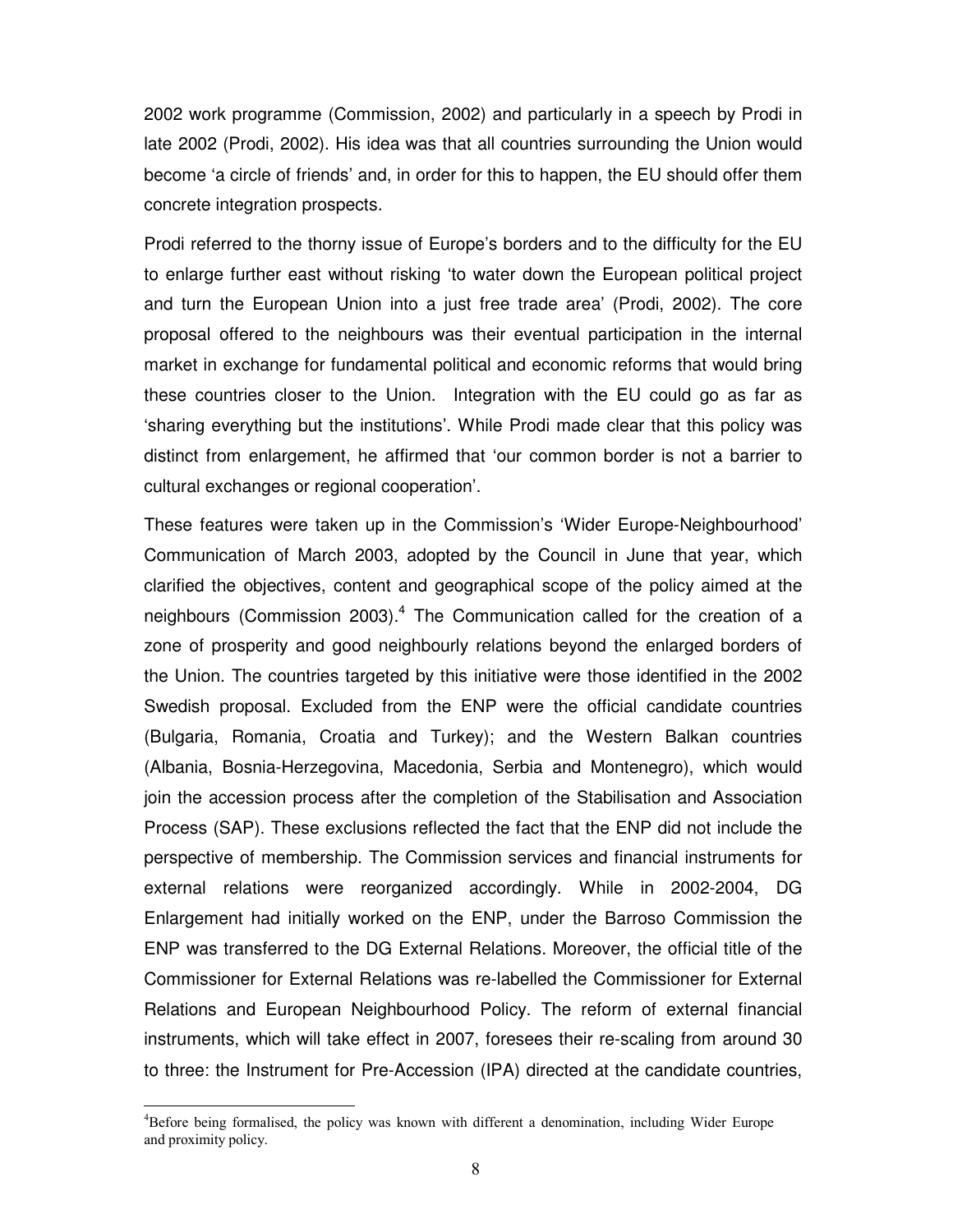2002 work programme (Commission, 2002) and particularly in a speech by Prodi in late 2002 (Prodi, 2002). His idea was that all countries surrounding the Union would become 'a circle of friends' and, in order for this to happen, the EU should offer them concrete integration prospects.

Prodi referred to the thorny issue of Europe's borders and to the difficulty for the EU to enlarge further east without risking 'to water down the European political project and turn the European Union into a just free trade area' (Prodi, 2002). The core proposal offered to the neighbours was their eventual participation in the internal market in exchange for fundamental political and economic reforms that would bring these countries closer to the Union. Integration with the EU could go as far as 'sharing everything but the institutions'. While Prodi made clear that this policy was distinct from enlargement, he affirmed that 'our common border is not a barrier to cultural exchanges or regional cooperation'.

These features were taken up in the Commission's 'Wider Europe-Neighbourhood' Communication of March 2003, adopted by the Council in June that year, which clarified the objectives, content and geographical scope of the policy aimed at the neighbours (Commission 2003).[4] The Communication called for the creation of a zone of prosperity and good neighbourly relations beyond the enlarged borders of the Union. The countries targeted by this initiative were those identified in the 2002 Swedish proposal. Excluded from the ENP were the official candidate countries (Bulgaria, Romania, Croatia and Turkey); and the Western Balkan countries (Albania, Bosnia-Herzegovina, Macedonia, Serbia and Montenegro), which would join the accession process after the completion of the Stabilisation and Association Process (SAP). These exclusions reflected the fact that the ENP did not include the perspective of membership. The Commission services and financial instruments for external relations were reorganized accordingly. While in 2002-2004, DG Enlargement had initially worked on the ENP, under the Barroso Commission the ENP was transferred to the DG External Relations. Moreover, the official title of the Commissioner for External Relations was re-labelled the Commissioner for External Relations and European Neighbourhood Policy. The reform of external financial instruments, which will take effect in 2007, foresees their re-scaling from around 30 to three: the Instrument for Pre-Accession (IPA) directed at the candidate countries,

[4]Before being formalised, the policy was known with different a denomination, including Wider Europe and proximity policy.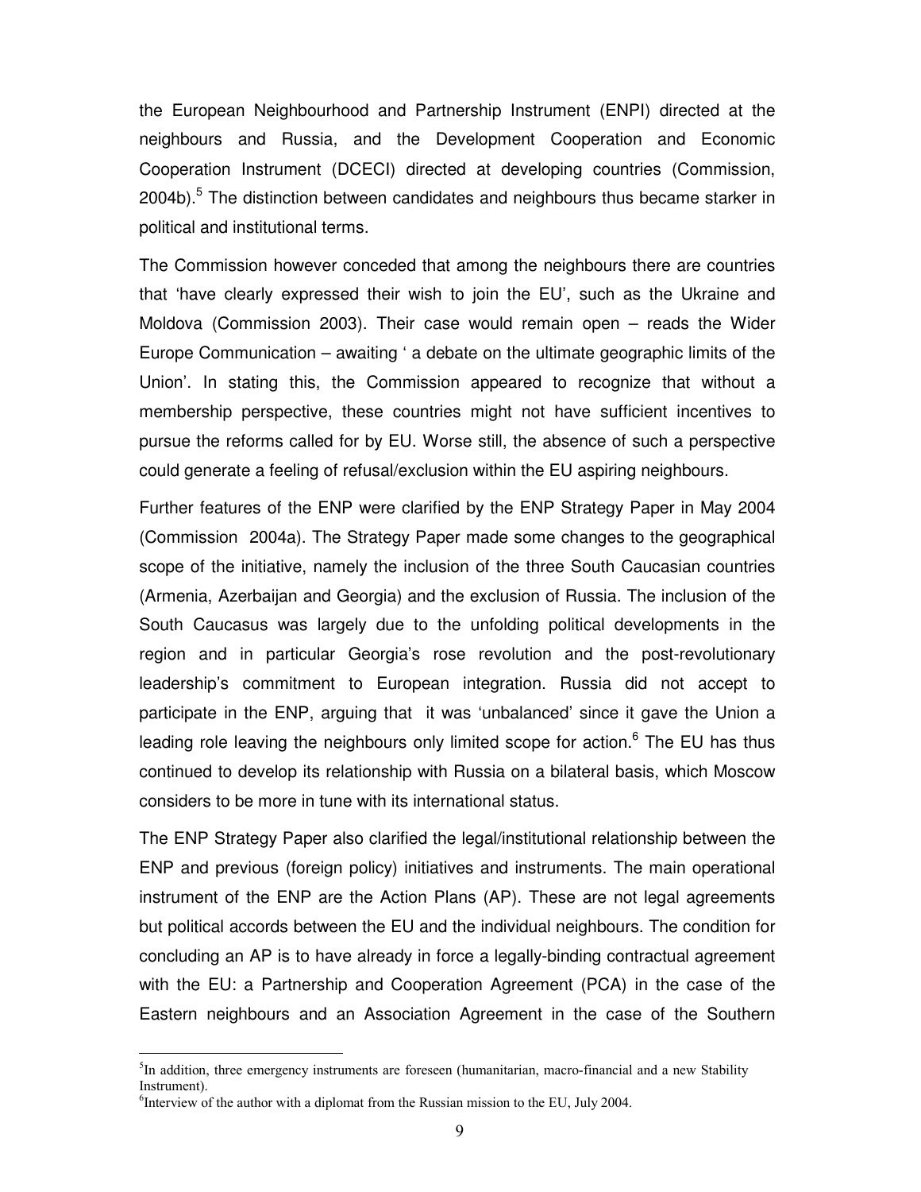the European Neighbourhood and Partnership Instrument (ENPI) directed at the neighbours and Russia, and the Development Cooperation and Economic Cooperation Instrument (DCECI) directed at developing countries (Commission, 2004b).[5] The distinction between candidates and neighbours thus became starker in political and institutional terms.

The Commission however conceded that among the neighbours there are countries that 'have clearly expressed their wish to join the EU', such as the Ukraine and Moldova (Commission 2003). Their case would remain open – reads the Wider Europe Communication – awaiting ' a debate on the ultimate geographic limits of the Union'. In stating this, the Commission appeared to recognize that without a membership perspective, these countries might not have sufficient incentives to pursue the reforms called for by EU. Worse still, the absence of such a perspective could generate a feeling of refusal/exclusion within the EU aspiring neighbours.

Further features of the ENP were clarified by the ENP Strategy Paper in May 2004 (Commission 2004a). The Strategy Paper made some changes to the geographical scope of the initiative, namely the inclusion of the three South Caucasian countries (Armenia, Azerbaijan and Georgia) and the exclusion of Russia. The inclusion of the South Caucasus was largely due to the unfolding political developments in the region and in particular Georgia's rose revolution and the post-revolutionary leadership's commitment to European integration. Russia did not accept to participate in the ENP, arguing that it was 'unbalanced' since it gave the Union a leading role leaving the neighbours only limited scope for action.[6] The EU has thus continued to develop its relationship with Russia on a bilateral basis, which Moscow considers to be more in tune with its international status.

The ENP Strategy Paper also clarified the legal/institutional relationship between the ENP and previous (foreign policy) initiatives and instruments. The main operational instrument of the ENP are the Action Plans (AP). These are not legal agreements but political accords between the EU and the individual neighbours. The condition for concluding an AP is to have already in force a legally-binding contractual agreement with the EU: a Partnership and Cooperation Agreement (PCA) in the case of the Eastern neighbours and an Association Agreement in the case of the Southern

---

[5] In addition, three emergency instruments are foreseen (humanitarian, macro-financial and a new Stability Instrument).

[6] Interview of the author with a diplomat from the Russian mission to the EU, July 2004.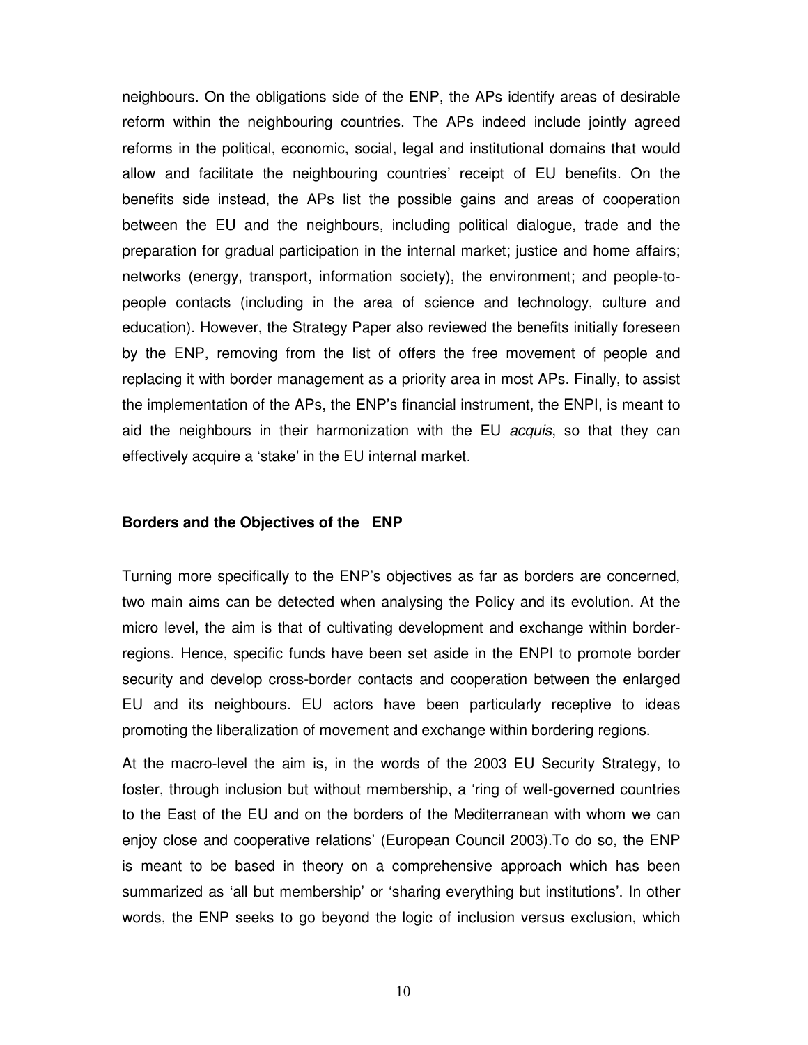neighbours. On the obligations side of the ENP, the APs identify areas of desirable reform within the neighbouring countries. The APs indeed include jointly agreed reforms in the political, economic, social, legal and institutional domains that would allow and facilitate the neighbouring countries' receipt of EU benefits. On the benefits side instead, the APs list the possible gains and areas of cooperation between the EU and the neighbours, including political dialogue, trade and the preparation for gradual participation in the internal market; justice and home affairs; networks (energy, transport, information society), the environment; and people-to-people contacts (including in the area of science and technology, culture and education). However, the Strategy Paper also reviewed the benefits initially foreseen by the ENP, removing from the list of offers the free movement of people and replacing it with border management as a priority area in most APs. Finally, to assist the implementation of the APs, the ENP's financial instrument, the ENPI, is meant to aid the neighbours in their harmonization with the EU *acquis*, so that they can effectively acquire a 'stake' in the EU internal market.

### Borders and the Objectives of the ENP

Turning more specifically to the ENP's objectives as far as borders are concerned, two main aims can be detected when analysing the Policy and its evolution. At the micro level, the aim is that of cultivating development and exchange within border-regions. Hence, specific funds have been set aside in the ENPI to promote border security and develop cross-border contacts and cooperation between the enlarged EU and its neighbours. EU actors have been particularly receptive to ideas promoting the liberalization of movement and exchange within bordering regions.

At the macro-level the aim is, in the words of the 2003 EU Security Strategy, to foster, through inclusion but without membership, a 'ring of well-governed countries to the East of the EU and on the borders of the Mediterranean with whom we can enjoy close and cooperative relations' (European Council 2003).To do so, the ENP is meant to be based in theory on a comprehensive approach which has been summarized as 'all but membership' or 'sharing everything but institutions'. In other words, the ENP seeks to go beyond the logic of inclusion versus exclusion, which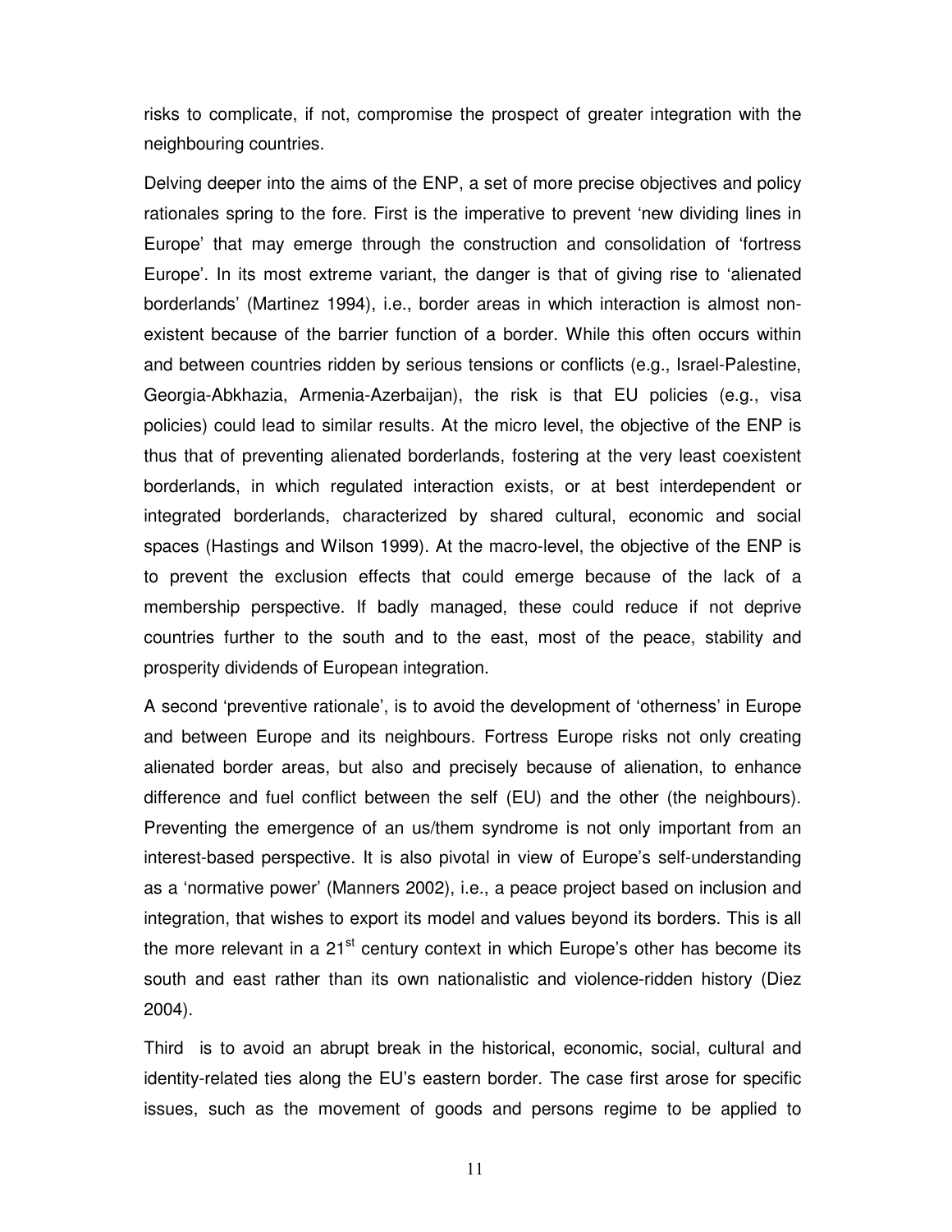risks to complicate, if not, compromise the prospect of greater integration with the neighbouring countries.

Delving deeper into the aims of the ENP, a set of more precise objectives and policy rationales spring to the fore. First is the imperative to prevent 'new dividing lines in Europe' that may emerge through the construction and consolidation of 'fortress Europe'. In its most extreme variant, the danger is that of giving rise to 'alienated borderlands' (Martinez 1994), i.e., border areas in which interaction is almost non-existent because of the barrier function of a border. While this often occurs within and between countries ridden by serious tensions or conflicts (e.g., Israel-Palestine, Georgia-Abkhazia, Armenia-Azerbaijan), the risk is that EU policies (e.g., visa policies) could lead to similar results. At the micro level, the objective of the ENP is thus that of preventing alienated borderlands, fostering at the very least coexistent borderlands, in which regulated interaction exists, or at best interdependent or integrated borderlands, characterized by shared cultural, economic and social spaces (Hastings and Wilson 1999). At the macro-level, the objective of the ENP is to prevent the exclusion effects that could emerge because of the lack of a membership perspective. If badly managed, these could reduce if not deprive countries further to the south and to the east, most of the peace, stability and prosperity dividends of European integration.

A second 'preventive rationale', is to avoid the development of 'otherness' in Europe and between Europe and its neighbours. Fortress Europe risks not only creating alienated border areas, but also and precisely because of alienation, to enhance difference and fuel conflict between the self (EU) and the other (the neighbours). Preventing the emergence of an us/them syndrome is not only important from an interest-based perspective. It is also pivotal in view of Europe's self-understanding as a 'normative power' (Manners 2002), i.e., a peace project based on inclusion and integration, that wishes to export its model and values beyond its borders. This is all the more relevant in a 21st century context in which Europe's other has become its south and east rather than its own nationalistic and violence-ridden history (Diez 2004).

Third is to avoid an abrupt break in the historical, economic, social, cultural and identity-related ties along the EU's eastern border. The case first arose for specific issues, such as the movement of goods and persons regime to be applied to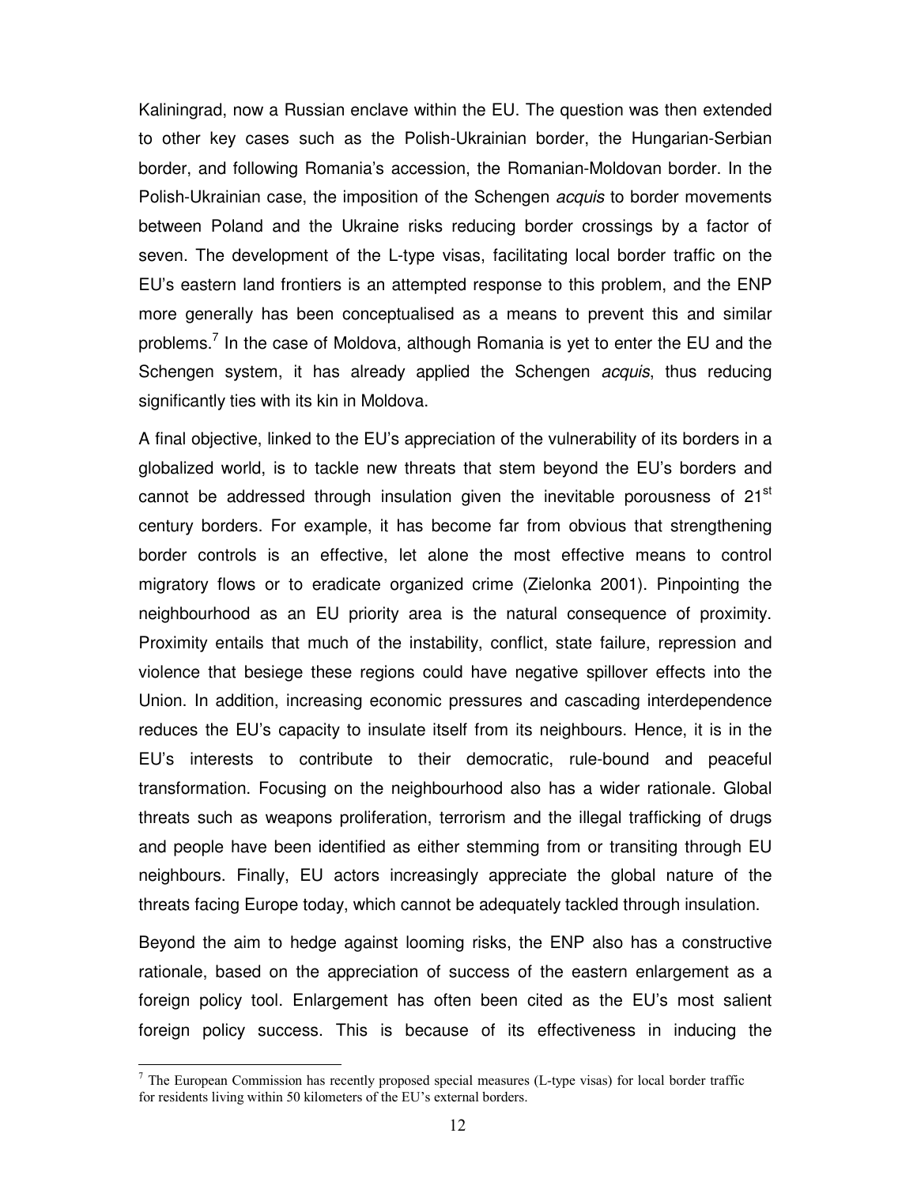Kaliningrad, now a Russian enclave within the EU. The question was then extended to other key cases such as the Polish-Ukrainian border, the Hungarian-Serbian border, and following Romania's accession, the Romanian-Moldovan border. In the Polish-Ukrainian case, the imposition of the Schengen *acquis* to border movements between Poland and the Ukraine risks reducing border crossings by a factor of seven. The development of the L-type visas, facilitating local border traffic on the EU's eastern land frontiers is an attempted response to this problem, and the ENP more generally has been conceptualised as a means to prevent this and similar problems.[7] In the case of Moldova, although Romania is yet to enter the EU and the Schengen system, it has already applied the Schengen *acquis*, thus reducing significantly ties with its kin in Moldova.

A final objective, linked to the EU's appreciation of the vulnerability of its borders in a globalized world, is to tackle new threats that stem beyond the EU's borders and cannot be addressed through insulation given the inevitable porousness of 21st century borders. For example, it has become far from obvious that strengthening border controls is an effective, let alone the most effective means to control migratory flows or to eradicate organized crime (Zielonka 2001). Pinpointing the neighbourhood as an EU priority area is the natural consequence of proximity. Proximity entails that much of the instability, conflict, state failure, repression and violence that besiege these regions could have negative spillover effects into the Union. In addition, increasing economic pressures and cascading interdependence reduces the EU's capacity to insulate itself from its neighbours. Hence, it is in the EU's interests to contribute to their democratic, rule-bound and peaceful transformation. Focusing on the neighbourhood also has a wider rationale. Global threats such as weapons proliferation, terrorism and the illegal trafficking of drugs and people have been identified as either stemming from or transiting through EU neighbours. Finally, EU actors increasingly appreciate the global nature of the threats facing Europe today, which cannot be adequately tackled through insulation.

Beyond the aim to hedge against looming risks, the ENP also has a constructive rationale, based on the appreciation of success of the eastern enlargement as a foreign policy tool. Enlargement has often been cited as the EU's most salient foreign policy success. This is because of its effectiveness in inducing the

[7] The European Commission has recently proposed special measures (L-type visas) for local border traffic for residents living within 50 kilometers of the EU's external borders.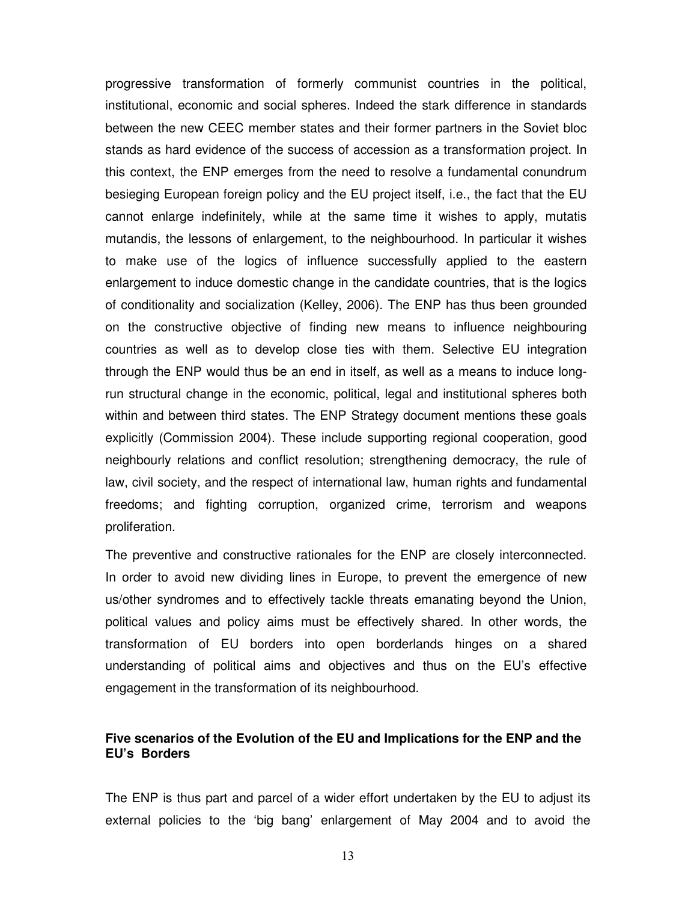progressive transformation of formerly communist countries in the political, institutional, economic and social spheres. Indeed the stark difference in standards between the new CEEC member states and their former partners in the Soviet bloc stands as hard evidence of the success of accession as a transformation project. In this context, the ENP emerges from the need to resolve a fundamental conundrum besieging European foreign policy and the EU project itself, i.e., the fact that the EU cannot enlarge indefinitely, while at the same time it wishes to apply, mutatis mutandis, the lessons of enlargement, to the neighbourhood. In particular it wishes to make use of the logics of influence successfully applied to the eastern enlargement to induce domestic change in the candidate countries, that is the logics of conditionality and socialization (Kelley, 2006). The ENP has thus been grounded on the constructive objective of finding new means to influence neighbouring countries as well as to develop close ties with them. Selective EU integration through the ENP would thus be an end in itself, as well as a means to induce long-run structural change in the economic, political, legal and institutional spheres both within and between third states. The ENP Strategy document mentions these goals explicitly (Commission 2004). These include supporting regional cooperation, good neighbourly relations and conflict resolution; strengthening democracy, the rule of law, civil society, and the respect of international law, human rights and fundamental freedoms; and fighting corruption, organized crime, terrorism and weapons proliferation.

The preventive and constructive rationales for the ENP are closely interconnected. In order to avoid new dividing lines in Europe, to prevent the emergence of new us/other syndromes and to effectively tackle threats emanating beyond the Union, political values and policy aims must be effectively shared. In other words, the transformation of EU borders into open borderlands hinges on a shared understanding of political aims and objectives and thus on the EU's effective engagement in the transformation of its neighbourhood.

### Five scenarios of the Evolution of the EU and Implications for the ENP and the EU's Borders

The ENP is thus part and parcel of a wider effort undertaken by the EU to adjust its external policies to the 'big bang' enlargement of May 2004 and to avoid the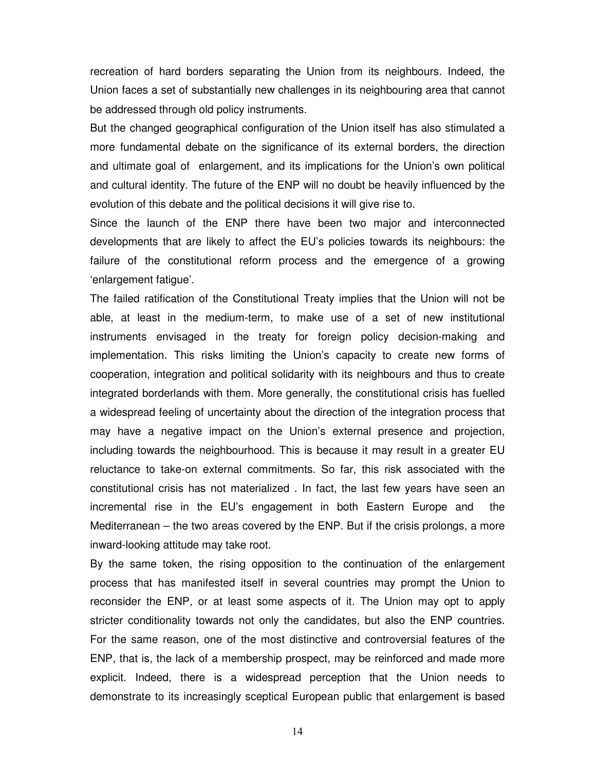recreation of hard borders separating the Union from its neighbours. Indeed, the Union faces a set of substantially new challenges in its neighbouring area that cannot be addressed through old policy instruments.

But the changed geographical configuration of the Union itself has also stimulated a more fundamental debate on the significance of its external borders, the direction and ultimate goal of enlargement, and its implications for the Union's own political and cultural identity. The future of the ENP will no doubt be heavily influenced by the evolution of this debate and the political decisions it will give rise to.

Since the launch of the ENP there have been two major and interconnected developments that are likely to affect the EU's policies towards its neighbours: the failure of the constitutional reform process and the emergence of a growing 'enlargement fatigue'.

The failed ratification of the Constitutional Treaty implies that the Union will not be able, at least in the medium-term, to make use of a set of new institutional instruments envisaged in the treaty for foreign policy decision-making and implementation. This risks limiting the Union's capacity to create new forms of cooperation, integration and political solidarity with its neighbours and thus to create integrated borderlands with them. More generally, the constitutional crisis has fuelled a widespread feeling of uncertainty about the direction of the integration process that may have a negative impact on the Union's external presence and projection, including towards the neighbourhood. This is because it may result in a greater EU reluctance to take-on external commitments. So far, this risk associated with the constitutional crisis has not materialized . In fact, the last few years have seen an incremental rise in the EU's engagement in both Eastern Europe and the Mediterranean – the two areas covered by the ENP. But if the crisis prolongs, a more inward-looking attitude may take root.

By the same token, the rising opposition to the continuation of the enlargement process that has manifested itself in several countries may prompt the Union to reconsider the ENP, or at least some aspects of it. The Union may opt to apply stricter conditionality towards not only the candidates, but also the ENP countries. For the same reason, one of the most distinctive and controversial features of the ENP, that is, the lack of a membership prospect, may be reinforced and made more explicit. Indeed, there is a widespread perception that the Union needs to demonstrate to its increasingly sceptical European public that enlargement is based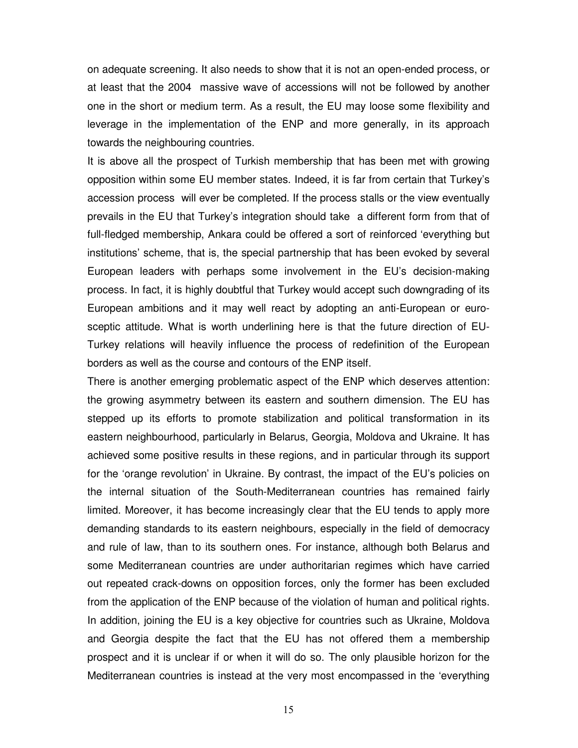on adequate screening. It also needs to show that it is not an open-ended process, or at least that the 2004 massive wave of accessions will not be followed by another one in the short or medium term. As a result, the EU may loose some flexibility and leverage in the implementation of the ENP and more generally, in its approach towards the neighbouring countries.

It is above all the prospect of Turkish membership that has been met with growing opposition within some EU member states. Indeed, it is far from certain that Turkey's accession process will ever be completed. If the process stalls or the view eventually prevails in the EU that Turkey's integration should take a different form from that of full-fledged membership, Ankara could be offered a sort of reinforced 'everything but institutions' scheme, that is, the special partnership that has been evoked by several European leaders with perhaps some involvement in the EU's decision-making process. In fact, it is highly doubtful that Turkey would accept such downgrading of its European ambitions and it may well react by adopting an anti-European or euro-sceptic attitude. What is worth underlining here is that the future direction of EU-Turkey relations will heavily influence the process of redefinition of the European borders as well as the course and contours of the ENP itself.

There is another emerging problematic aspect of the ENP which deserves attention: the growing asymmetry between its eastern and southern dimension. The EU has stepped up its efforts to promote stabilization and political transformation in its eastern neighbourhood, particularly in Belarus, Georgia, Moldova and Ukraine. It has achieved some positive results in these regions, and in particular through its support for the 'orange revolution' in Ukraine. By contrast, the impact of the EU's policies on the internal situation of the South-Mediterranean countries has remained fairly limited. Moreover, it has become increasingly clear that the EU tends to apply more demanding standards to its eastern neighbours, especially in the field of democracy and rule of law, than to its southern ones. For instance, although both Belarus and some Mediterranean countries are under authoritarian regimes which have carried out repeated crack-downs on opposition forces, only the former has been excluded from the application of the ENP because of the violation of human and political rights. In addition, joining the EU is a key objective for countries such as Ukraine, Moldova and Georgia despite the fact that the EU has not offered them a membership prospect and it is unclear if or when it will do so. The only plausible horizon for the Mediterranean countries is instead at the very most encompassed in the 'everything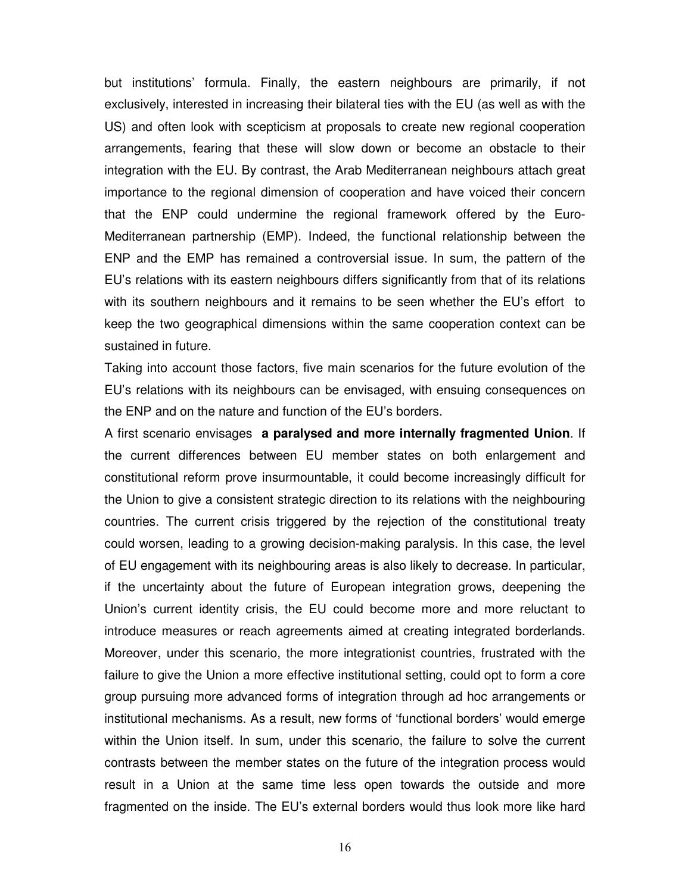but institutions' formula. Finally, the eastern neighbours are primarily, if not exclusively, interested in increasing their bilateral ties with the EU (as well as with the US) and often look with scepticism at proposals to create new regional cooperation arrangements, fearing that these will slow down or become an obstacle to their integration with the EU. By contrast, the Arab Mediterranean neighbours attach great importance to the regional dimension of cooperation and have voiced their concern that the ENP could undermine the regional framework offered by the Euro-Mediterranean partnership (EMP). Indeed, the functional relationship between the ENP and the EMP has remained a controversial issue. In sum, the pattern of the EU's relations with its eastern neighbours differs significantly from that of its relations with its southern neighbours and it remains to be seen whether the EU's effort to keep the two geographical dimensions within the same cooperation context can be sustained in future.

Taking into account those factors, five main scenarios for the future evolution of the EU's relations with its neighbours can be envisaged, with ensuing consequences on the ENP and on the nature and function of the EU's borders.

A first scenario envisages **a paralysed and more internally fragmented Union**. If the current differences between EU member states on both enlargement and constitutional reform prove insurmountable, it could become increasingly difficult for the Union to give a consistent strategic direction to its relations with the neighbouring countries. The current crisis triggered by the rejection of the constitutional treaty could worsen, leading to a growing decision-making paralysis. In this case, the level of EU engagement with its neighbouring areas is also likely to decrease. In particular, if the uncertainty about the future of European integration grows, deepening the Union's current identity crisis, the EU could become more and more reluctant to introduce measures or reach agreements aimed at creating integrated borderlands. Moreover, under this scenario, the more integrationist countries, frustrated with the failure to give the Union a more effective institutional setting, could opt to form a core group pursuing more advanced forms of integration through ad hoc arrangements or institutional mechanisms. As a result, new forms of 'functional borders' would emerge within the Union itself. In sum, under this scenario, the failure to solve the current contrasts between the member states on the future of the integration process would result in a Union at the same time less open towards the outside and more fragmented on the inside. The EU's external borders would thus look more like hard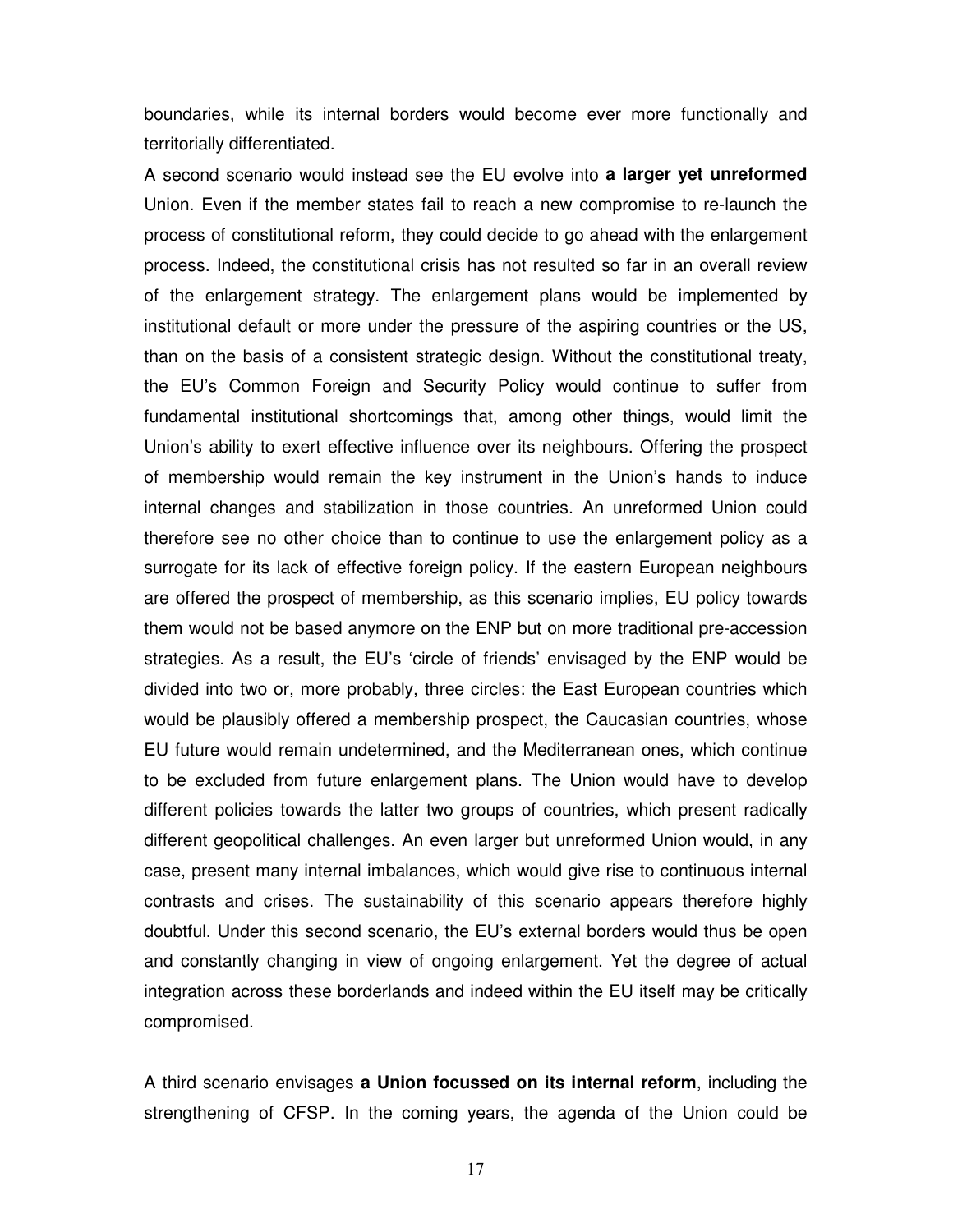boundaries, while its internal borders would become ever more functionally and territorially differentiated.

A second scenario would instead see the EU evolve into **a larger yet unreformed** Union. Even if the member states fail to reach a new compromise to re-launch the process of constitutional reform, they could decide to go ahead with the enlargement process. Indeed, the constitutional crisis has not resulted so far in an overall review of the enlargement strategy. The enlargement plans would be implemented by institutional default or more under the pressure of the aspiring countries or the US, than on the basis of a consistent strategic design. Without the constitutional treaty, the EU's Common Foreign and Security Policy would continue to suffer from fundamental institutional shortcomings that, among other things, would limit the Union's ability to exert effective influence over its neighbours. Offering the prospect of membership would remain the key instrument in the Union's hands to induce internal changes and stabilization in those countries. An unreformed Union could therefore see no other choice than to continue to use the enlargement policy as a surrogate for its lack of effective foreign policy. If the eastern European neighbours are offered the prospect of membership, as this scenario implies, EU policy towards them would not be based anymore on the ENP but on more traditional pre-accession strategies. As a result, the EU's 'circle of friends' envisaged by the ENP would be divided into two or, more probably, three circles: the East European countries which would be plausibly offered a membership prospect, the Caucasian countries, whose EU future would remain undetermined, and the Mediterranean ones, which continue to be excluded from future enlargement plans. The Union would have to develop different policies towards the latter two groups of countries, which present radically different geopolitical challenges. An even larger but unreformed Union would, in any case, present many internal imbalances, which would give rise to continuous internal contrasts and crises. The sustainability of this scenario appears therefore highly doubtful. Under this second scenario, the EU's external borders would thus be open and constantly changing in view of ongoing enlargement. Yet the degree of actual integration across these borderlands and indeed within the EU itself may be critically compromised.

A third scenario envisages **a Union focussed on its internal reform**, including the strengthening of CFSP. In the coming years, the agenda of the Union could be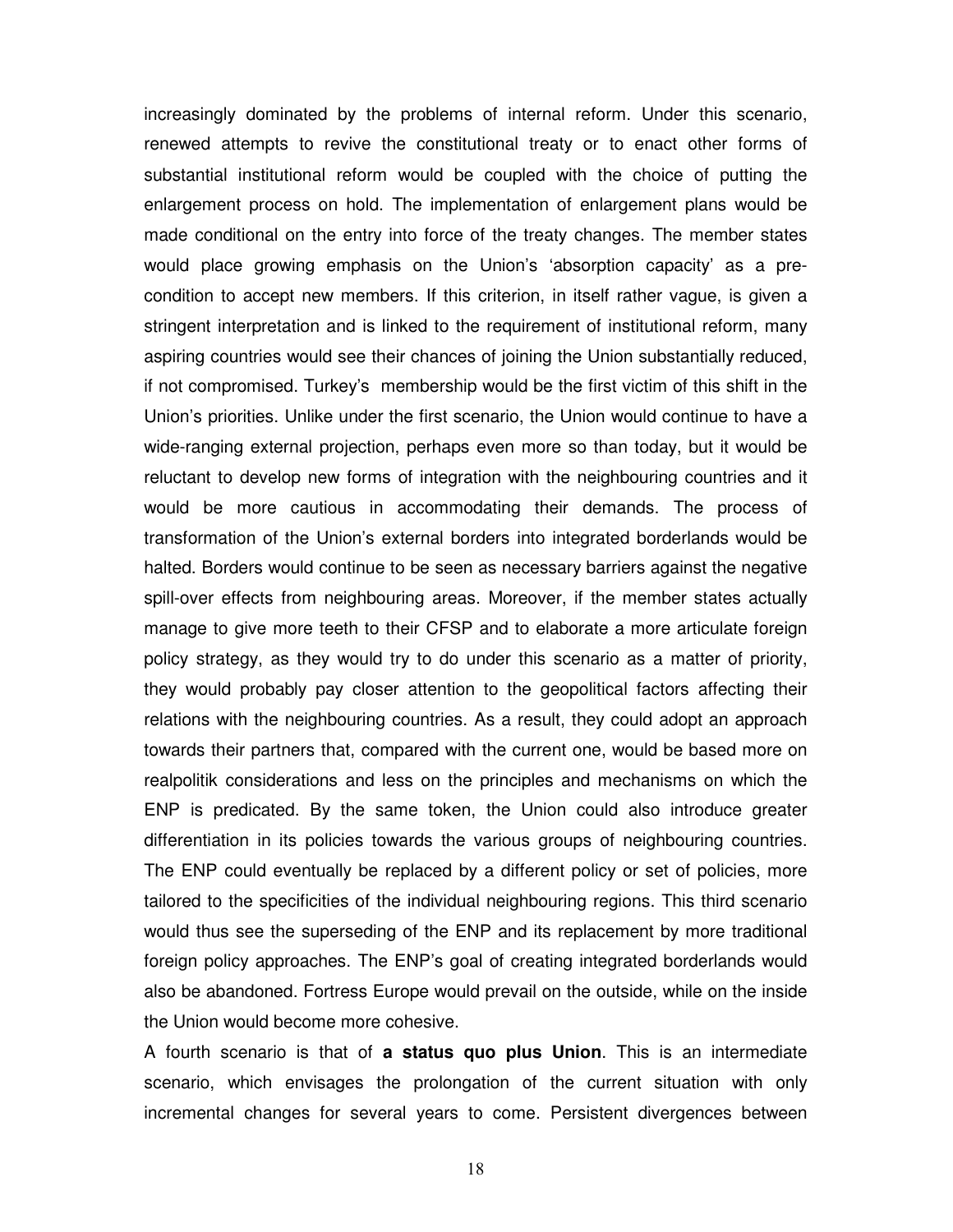increasingly dominated by the problems of internal reform. Under this scenario, renewed attempts to revive the constitutional treaty or to enact other forms of substantial institutional reform would be coupled with the choice of putting the enlargement process on hold. The implementation of enlargement plans would be made conditional on the entry into force of the treaty changes. The member states would place growing emphasis on the Union's 'absorption capacity' as a pre-condition to accept new members. If this criterion, in itself rather vague, is given a stringent interpretation and is linked to the requirement of institutional reform, many aspiring countries would see their chances of joining the Union substantially reduced, if not compromised. Turkey's membership would be the first victim of this shift in the Union's priorities. Unlike under the first scenario, the Union would continue to have a wide-ranging external projection, perhaps even more so than today, but it would be reluctant to develop new forms of integration with the neighbouring countries and it would be more cautious in accommodating their demands. The process of transformation of the Union's external borders into integrated borderlands would be halted. Borders would continue to be seen as necessary barriers against the negative spill-over effects from neighbouring areas. Moreover, if the member states actually manage to give more teeth to their CFSP and to elaborate a more articulate foreign policy strategy, as they would try to do under this scenario as a matter of priority, they would probably pay closer attention to the geopolitical factors affecting their relations with the neighbouring countries. As a result, they could adopt an approach towards their partners that, compared with the current one, would be based more on realpolitik considerations and less on the principles and mechanisms on which the ENP is predicated. By the same token, the Union could also introduce greater differentiation in its policies towards the various groups of neighbouring countries. The ENP could eventually be replaced by a different policy or set of policies, more tailored to the specificities of the individual neighbouring regions. This third scenario would thus see the superseding of the ENP and its replacement by more traditional foreign policy approaches. The ENP's goal of creating integrated borderlands would also be abandoned. Fortress Europe would prevail on the outside, while on the inside the Union would become more cohesive.

A fourth scenario is that of **a status quo plus Union**. This is an intermediate scenario, which envisages the prolongation of the current situation with only incremental changes for several years to come. Persistent divergences between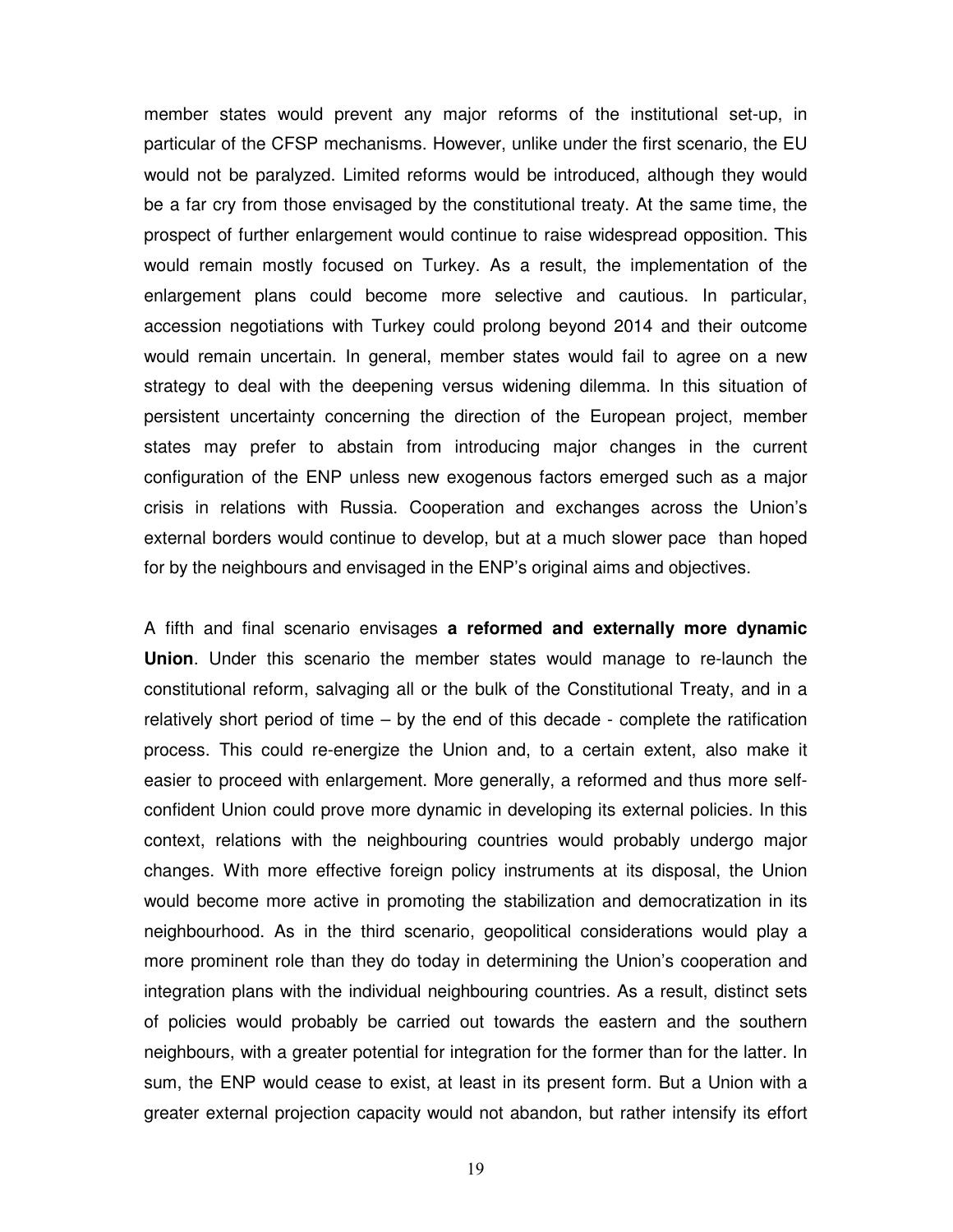member states would prevent any major reforms of the institutional set-up, in particular of the CFSP mechanisms. However, unlike under the first scenario, the EU would not be paralyzed. Limited reforms would be introduced, although they would be a far cry from those envisaged by the constitutional treaty. At the same time, the prospect of further enlargement would continue to raise widespread opposition. This would remain mostly focused on Turkey. As a result, the implementation of the enlargement plans could become more selective and cautious. In particular, accession negotiations with Turkey could prolong beyond 2014 and their outcome would remain uncertain. In general, member states would fail to agree on a new strategy to deal with the deepening versus widening dilemma. In this situation of persistent uncertainty concerning the direction of the European project, member states may prefer to abstain from introducing major changes in the current configuration of the ENP unless new exogenous factors emerged such as a major crisis in relations with Russia. Cooperation and exchanges across the Union's external borders would continue to develop, but at a much slower pace than hoped for by the neighbours and envisaged in the ENP's original aims and objectives.

A fifth and final scenario envisages **a reformed and externally more dynamic Union**. Under this scenario the member states would manage to re-launch the constitutional reform, salvaging all or the bulk of the Constitutional Treaty, and in a relatively short period of time – by the end of this decade - complete the ratification process. This could re-energize the Union and, to a certain extent, also make it easier to proceed with enlargement. More generally, a reformed and thus more self-confident Union could prove more dynamic in developing its external policies. In this context, relations with the neighbouring countries would probably undergo major changes. With more effective foreign policy instruments at its disposal, the Union would become more active in promoting the stabilization and democratization in its neighbourhood. As in the third scenario, geopolitical considerations would play a more prominent role than they do today in determining the Union's cooperation and integration plans with the individual neighbouring countries. As a result, distinct sets of policies would probably be carried out towards the eastern and the southern neighbours, with a greater potential for integration for the former than for the latter. In sum, the ENP would cease to exist, at least in its present form. But a Union with a greater external projection capacity would not abandon, but rather intensify its effort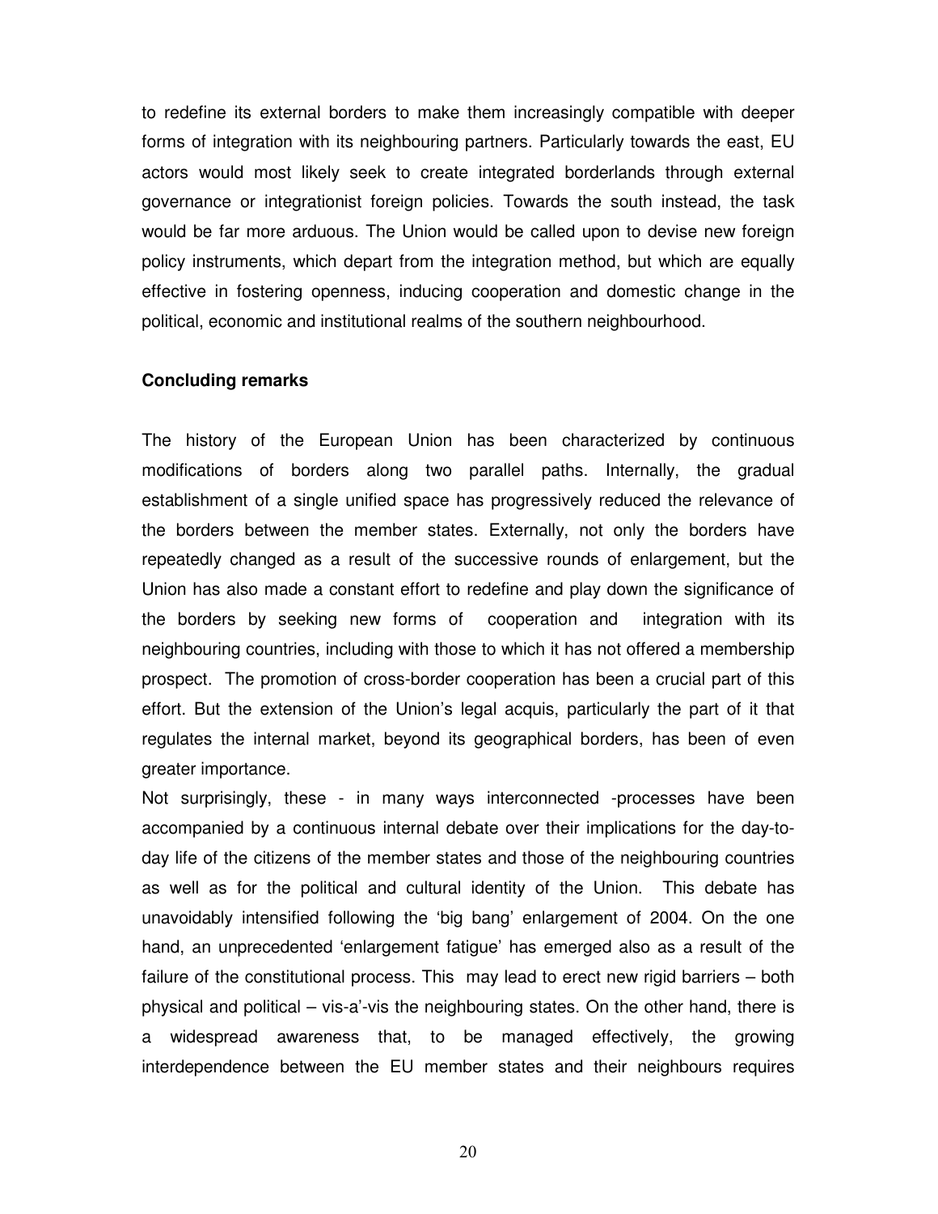to redefine its external borders to make them increasingly compatible with deeper forms of integration with its neighbouring partners. Particularly towards the east, EU actors would most likely seek to create integrated borderlands through external governance or integrationist foreign policies. Towards the south instead, the task would be far more arduous. The Union would be called upon to devise new foreign policy instruments, which depart from the integration method, but which are equally effective in fostering openness, inducing cooperation and domestic change in the political, economic and institutional realms of the southern neighbourhood.

**Concluding remarks**

The history of the European Union has been characterized by continuous modifications of borders along two parallel paths. Internally, the gradual establishment of a single unified space has progressively reduced the relevance of the borders between the member states. Externally, not only the borders have repeatedly changed as a result of the successive rounds of enlargement, but the Union has also made a constant effort to redefine and play down the significance of the borders by seeking new forms of cooperation and integration with its neighbouring countries, including with those to which it has not offered a membership prospect. The promotion of cross-border cooperation has been a crucial part of this effort. But the extension of the Union's legal acquis, particularly the part of it that regulates the internal market, beyond its geographical borders, has been of even greater importance.

Not surprisingly, these - in many ways interconnected -processes have been accompanied by a continuous internal debate over their implications for the day-to-day life of the citizens of the member states and those of the neighbouring countries as well as for the political and cultural identity of the Union. This debate has unavoidably intensified following the 'big bang' enlargement of 2004. On the one hand, an unprecedented 'enlargement fatigue' has emerged also as a result of the failure of the constitutional process. This may lead to erect new rigid barriers – both physical and political – vis-a'-vis the neighbouring states. On the other hand, there is a widespread awareness that, to be managed effectively, the growing interdependence between the EU member states and their neighbours requires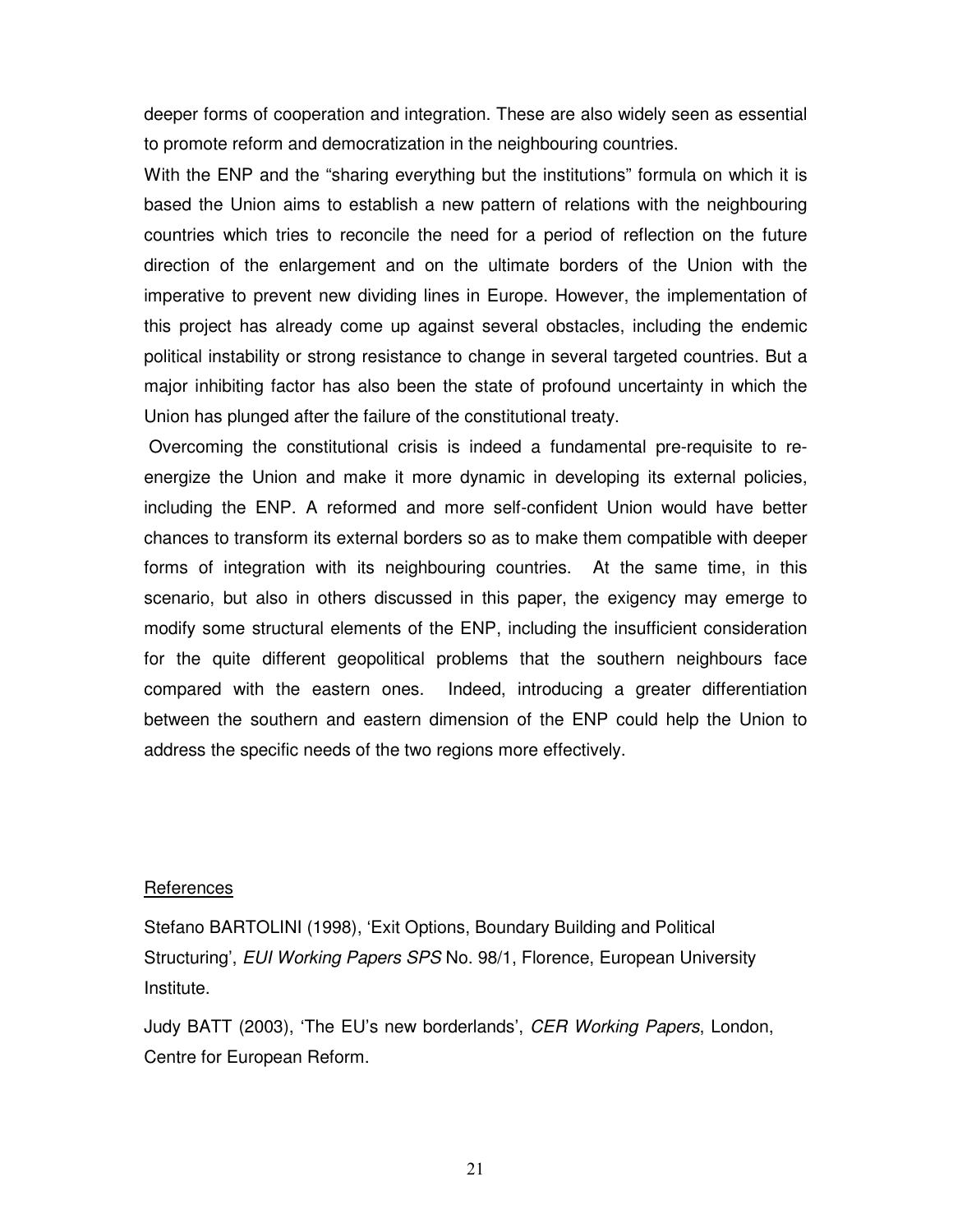deeper forms of cooperation and integration. These are also widely seen as essential to promote reform and democratization in the neighbouring countries.

With the ENP and the “sharing everything but the institutions” formula on which it is based the Union aims to establish a new pattern of relations with the neighbouring countries which tries to reconcile the need for a period of reflection on the future direction of the enlargement and on the ultimate borders of the Union with the imperative to prevent new dividing lines in Europe. However, the implementation of this project has already come up against several obstacles, including the endemic political instability or strong resistance to change in several targeted countries. But a major inhibiting factor has also been the state of profound uncertainty in which the Union has plunged after the failure of the constitutional treaty.

Overcoming the constitutional crisis is indeed a fundamental pre-requisite to re-energize the Union and make it more dynamic in developing its external policies, including the ENP. A reformed and more self-confident Union would have better chances to transform its external borders so as to make them compatible with deeper forms of integration with its neighbouring countries. At the same time, in this scenario, but also in others discussed in this paper, the exigency may emerge to modify some structural elements of the ENP, including the insufficient consideration for the quite different geopolitical problems that the southern neighbours face compared with the eastern ones. Indeed, introducing a greater differentiation between the southern and eastern dimension of the ENP could help the Union to address the specific needs of the two regions more effectively.

## References

Stefano BARTOLINI (1998), ‘Exit Options, Boundary Building and Political Structuring’, *EUI Working Papers SPS* No. 98/1, Florence, European University Institute.

Judy BATT (2003), ‘The EU’s new borderlands’, *CER Working Papers*, London, Centre for European Reform.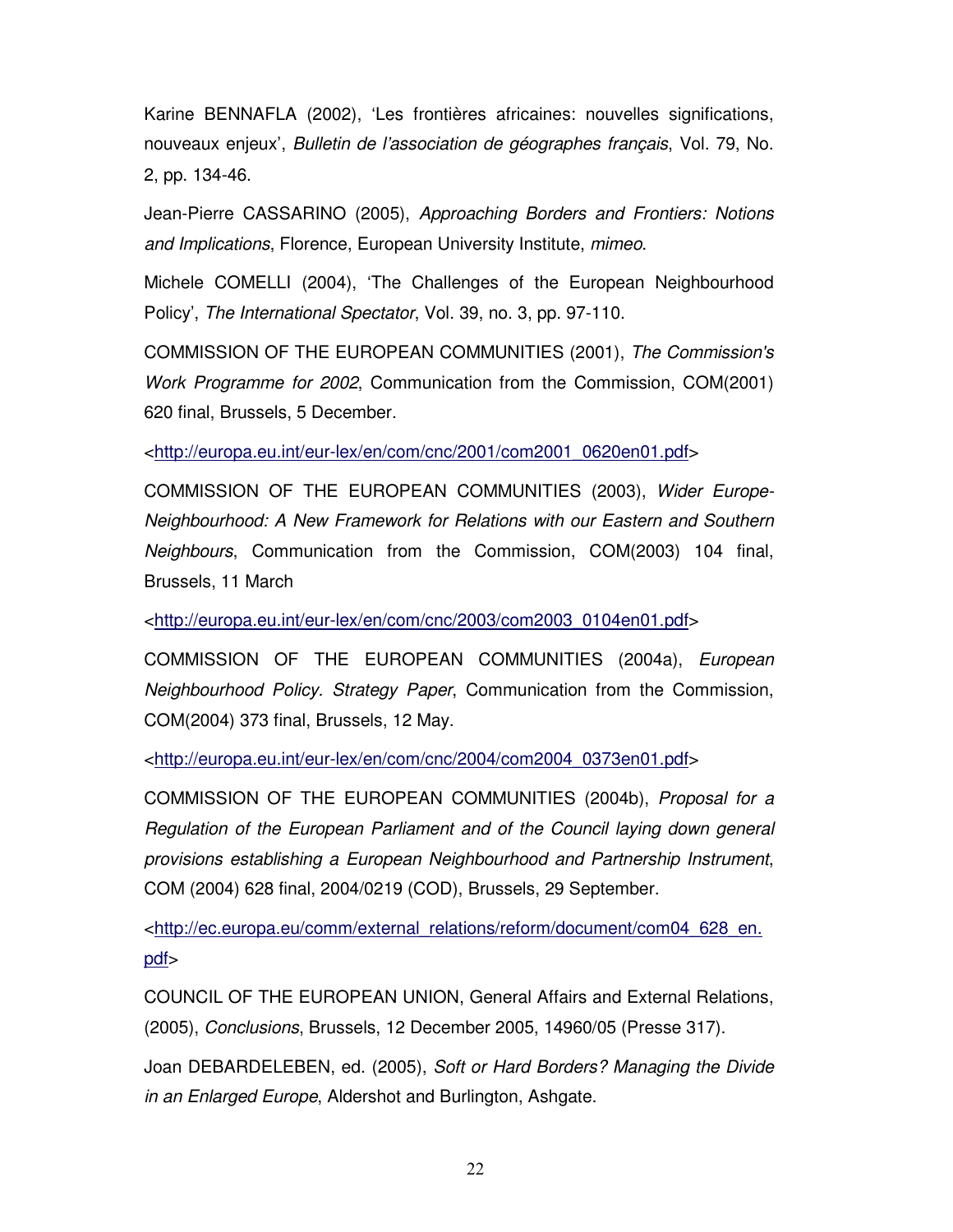Karine BENNAFLA (2002), 'Les frontières africaines: nouvelles significations, nouveaux enjeux', *Bulletin de l'association de géographes français*, Vol. 79, No. 2, pp. 134-46.

Jean-Pierre CASSARINO (2005), *Approaching Borders and Frontiers: Notions and Implications*, Florence, European University Institute, *mimeo*.

Michele COMELLI (2004), 'The Challenges of the European Neighbourhood Policy', *The International Spectator*, Vol. 39, no. 3, pp. 97-110.

COMMISSION OF THE EUROPEAN COMMUNITIES (2001), *The Commission's Work Programme for 2002*, Communication from the Commission, COM(2001) 620 final, Brussels, 5 December.

<http://europa.eu.int/eur-lex/en/com/cnc/2001/com2001_0620en01.pdf>

COMMISSION OF THE EUROPEAN COMMUNITIES (2003), *Wider Europe-Neighbourhood: A New Framework for Relations with our Eastern and Southern Neighbours*, Communication from the Commission, COM(2003) 104 final, Brussels, 11 March

<http://europa.eu.int/eur-lex/en/com/cnc/2003/com2003_0104en01.pdf>

COMMISSION OF THE EUROPEAN COMMUNITIES (2004a), *European Neighbourhood Policy. Strategy Paper*, Communication from the Commission, COM(2004) 373 final, Brussels, 12 May.

<http://europa.eu.int/eur-lex/en/com/cnc/2004/com2004_0373en01.pdf>

COMMISSION OF THE EUROPEAN COMMUNITIES (2004b), *Proposal for a Regulation of the European Parliament and of the Council laying down general provisions establishing a European Neighbourhood and Partnership Instrument*, COM (2004) 628 final, 2004/0219 (COD), Brussels, 29 September.

<http://ec.europa.eu/comm/external_relations/reform/document/com04_628_en.pdf>

COUNCIL OF THE EUROPEAN UNION, General Affairs and External Relations, (2005), *Conclusions*, Brussels, 12 December 2005, 14960/05 (Presse 317).

Joan DEBARDELEBEN, ed. (2005), *Soft or Hard Borders? Managing the Divide in an Enlarged Europe*, Aldershot and Burlington, Ashgate.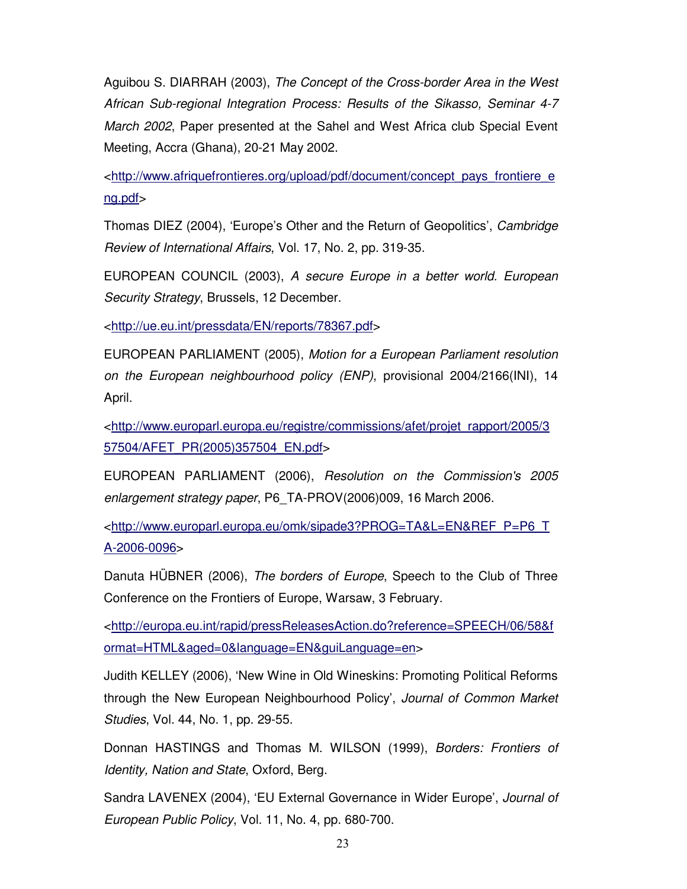Aguibou S. DIARRAH (2003), *The Concept of the Cross-border Area in the West African Sub-regional Integration Process: Results of the Sikasso, Seminar 4-7 March 2002*, Paper presented at the Sahel and West Africa club Special Event Meeting, Accra (Ghana), 20-21 May 2002.

<http://www.afriquefrontieres.org/upload/pdf/document/concept_pays_frontiere_eng.pdf>

Thomas DIEZ (2004), 'Europe's Other and the Return of Geopolitics', *Cambridge Review of International Affairs*, Vol. 17, No. 2, pp. 319-35.

EUROPEAN COUNCIL (2003), *A secure Europe in a better world. European Security Strategy*, Brussels, 12 December.

<http://ue.eu.int/pressdata/EN/reports/78367.pdf>

EUROPEAN PARLIAMENT (2005), *Motion for a European Parliament resolution on the European neighbourhood policy (ENP)*, provisional 2004/2166(INI), 14 April.

<http://www.europarl.europa.eu/registre/commissions/afet/projet_rapport/2005/357504/AFET_PR(2005)357504_EN.pdf>

EUROPEAN PARLIAMENT (2006), *Resolution on the Commission's 2005 enlargement strategy paper*, P6_TA-PROV(2006)009, 16 March 2006.

<http://www.europarl.europa.eu/omk/sipade3?PROG=TA&L=EN&REF_P=P6_TA-2006-0096>

Danuta HÜBNER (2006), *The borders of Europe*, Speech to the Club of Three Conference on the Frontiers of Europe, Warsaw, 3 February.

<http://europa.eu.int/rapid/pressReleasesAction.do?reference=SPEECH/06/58&format=HTML&aged=0&language=EN&guiLanguage=en>

Judith KELLEY (2006), 'New Wine in Old Wineskins: Promoting Political Reforms through the New European Neighbourhood Policy', *Journal of Common Market Studies*, Vol. 44, No. 1, pp. 29-55.

Donnan HASTINGS and Thomas M. WILSON (1999), *Borders: Frontiers of Identity, Nation and State*, Oxford, Berg.

Sandra LAVENEX (2004), 'EU External Governance in Wider Europe', *Journal of European Public Policy*, Vol. 11, No. 4, pp. 680-700.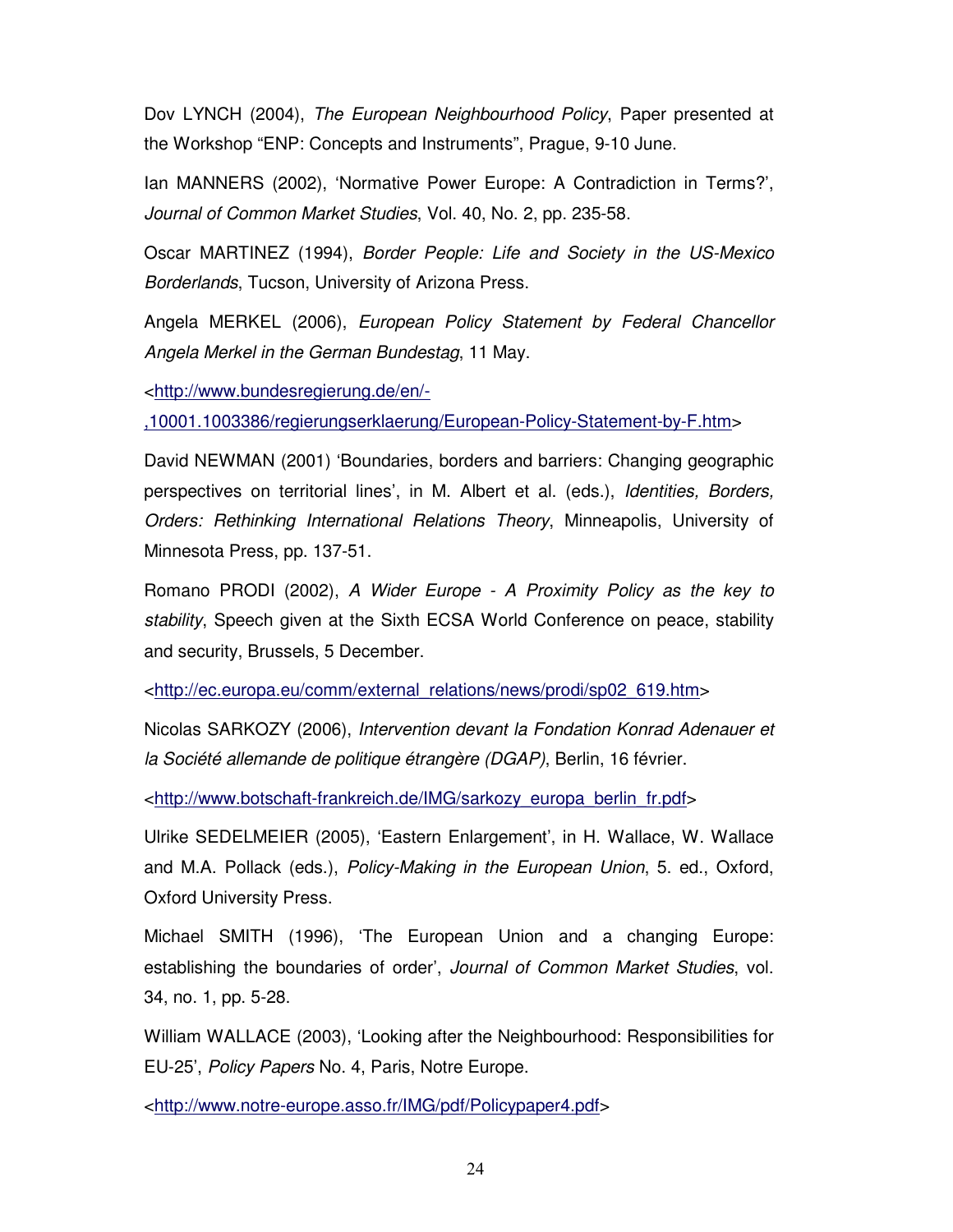Dov LYNCH (2004), *The European Neighbourhood Policy*, Paper presented at the Workshop "ENP: Concepts and Instruments", Prague, 9-10 June.

Ian MANNERS (2002), 'Normative Power Europe: A Contradiction in Terms?', *Journal of Common Market Studies*, Vol. 40, No. 2, pp. 235-58.

Oscar MARTINEZ (1994), *Border People: Life and Society in the US-Mexico Borderlands*, Tucson, University of Arizona Press.

Angela MERKEL (2006), *European Policy Statement by Federal Chancellor Angela Merkel in the German Bundestag*, 11 May.

<http://www.bundesregierung.de/en/-,10001.1003386/regierungserklaerung/European-Policy-Statement-by-F.htm>

David NEWMAN (2001) 'Boundaries, borders and barriers: Changing geographic perspectives on territorial lines', in M. Albert et al. (eds.), *Identities, Borders, Orders: Rethinking International Relations Theory*, Minneapolis, University of Minnesota Press, pp. 137-51.

Romano PRODI (2002), *A Wider Europe - A Proximity Policy as the key to stability*, Speech given at the Sixth ECSA World Conference on peace, stability and security, Brussels, 5 December.

<http://ec.europa.eu/comm/external_relations/news/prodi/sp02_619.htm>

Nicolas SARKOZY (2006), *Intervention devant la Fondation Konrad Adenauer et la Société allemande de politique étrangère (DGAP)*, Berlin, 16 février.

<http://www.botschaft-frankreich.de/IMG/sarkozy_europa_berlin_fr.pdf>

Ulrike SEDELMEIER (2005), 'Eastern Enlargement', in H. Wallace, W. Wallace and M.A. Pollack (eds.), *Policy-Making in the European Union*, 5. ed., Oxford, Oxford University Press.

Michael SMITH (1996), 'The European Union and a changing Europe: establishing the boundaries of order', *Journal of Common Market Studies*, vol. 34, no. 1, pp. 5-28.

William WALLACE (2003), 'Looking after the Neighbourhood: Responsibilities for EU-25', *Policy Papers* No. 4, Paris, Notre Europe.

<http://www.notre-europe.asso.fr/IMG/pdf/Policypaper4.pdf>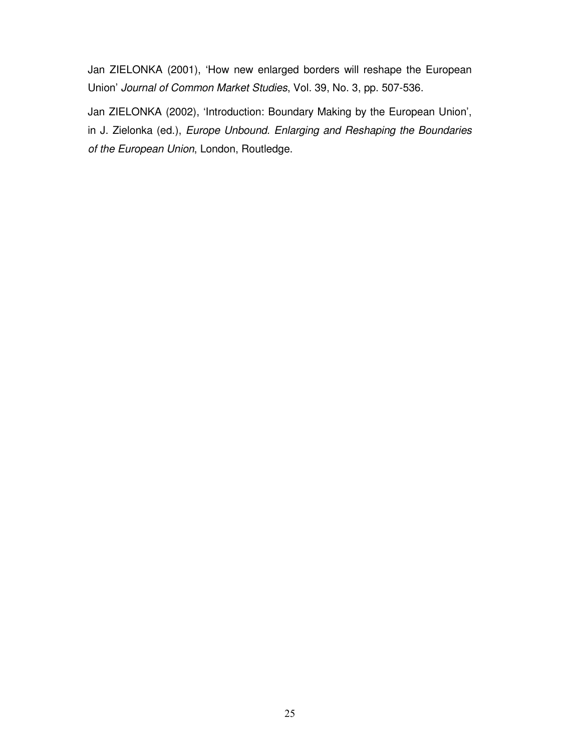Jan ZIELONKA (2001), 'How new enlarged borders will reshape the European Union' *Journal of Common Market Studies*, Vol. 39, No. 3, pp. 507-536.

Jan ZIELONKA (2002), 'Introduction: Boundary Making by the European Union', in J. Zielonka (ed.), *Europe Unbound. Enlarging and Reshaping the Boundaries of the European Union*, London, Routledge.